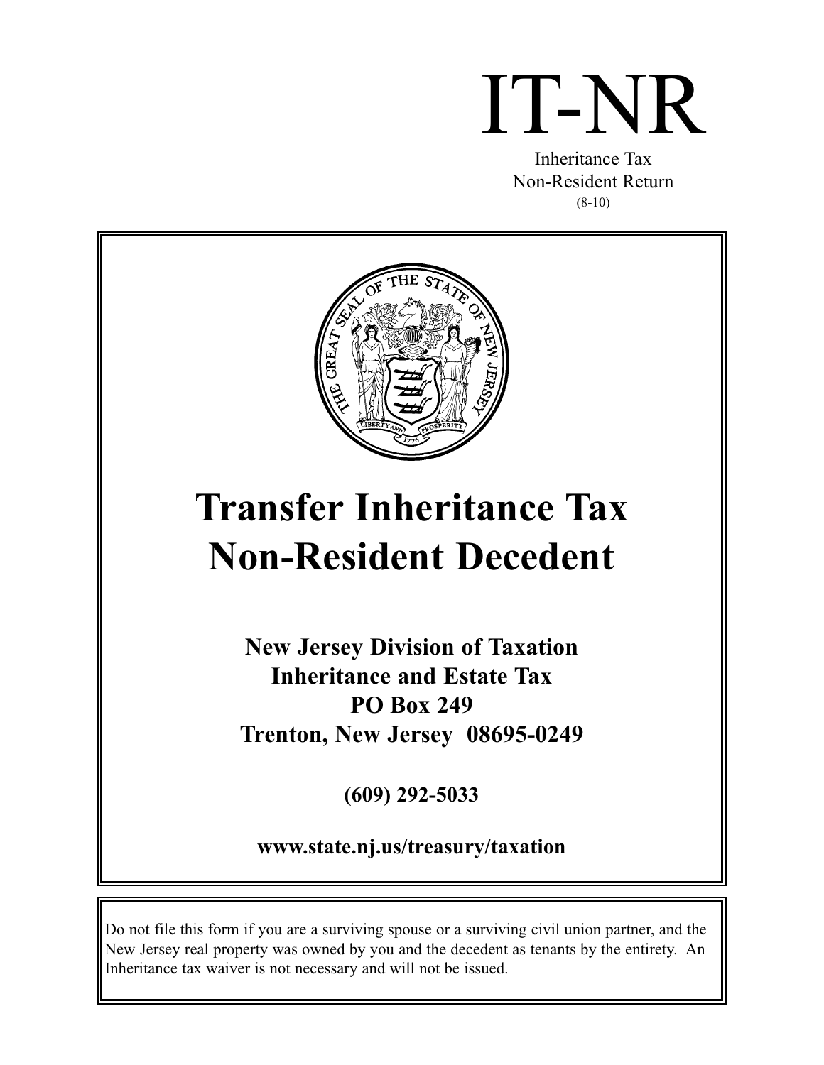# IT-NR

Inheritance Tax
Non-Resident Return
(8-10)

# Transfer Inheritance Tax Non-Resident Decedent

**New Jersey Division of Taxation**
**Inheritance and Estate Tax**
**PO Box 249**
**Trenton, New Jersey 08695-0249**

**(609) 292-5033**

**www.state.nj.us/treasury/taxation**

Do not file this form if you are a surviving spouse or a surviving civil union partner, and the New Jersey real property was owned by you and the decedent as tenants by the entirety. An Inheritance tax waiver is not necessary and will not be issued.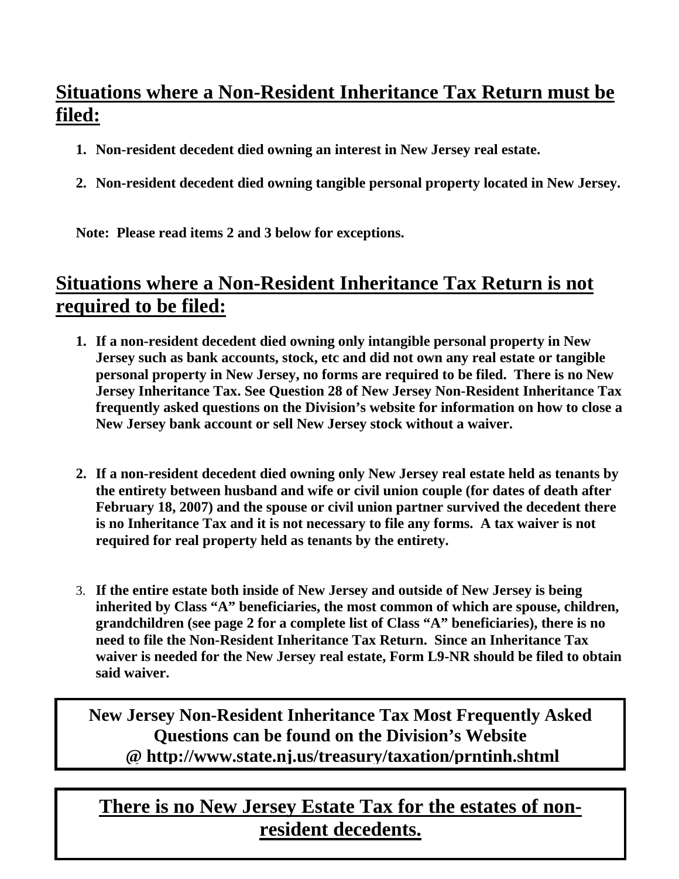## Situations where a Non-Resident Inheritance Tax Return must be filed:

1. **Non-resident decedent died owning an interest in New Jersey real estate.**
2. **Non-resident decedent died owning tangible personal property located in New Jersey.**

**Note: Please read items 2 and 3 below for exceptions.**

## Situations where a Non-Resident Inheritance Tax Return is not required to be filed:

1. **If a non-resident decedent died owning only intangible personal property in New Jersey such as bank accounts, stock, etc and did not own any real estate or tangible personal property in New Jersey, no forms are required to be filed. There is no New Jersey Inheritance Tax. See Question 28 of New Jersey Non-Resident Inheritance Tax frequently asked questions on the Division's website for information on how to close a New Jersey bank account or sell New Jersey stock without a waiver.**

2. **If a non-resident decedent died owning only New Jersey real estate held as tenants by the entirety between husband and wife or civil union couple (for dates of death after February 18, 2007) and the spouse or civil union partner survived the decedent there is no Inheritance Tax and it is not necessary to file any forms. A tax waiver is not required for real property held as tenants by the entirety.**

3. **If the entire estate both inside of New Jersey and outside of New Jersey is being inherited by Class "A" beneficiaries, the most common of which are spouse, children, grandchildren (see page 2 for a complete list of Class "A" beneficiaries), there is no need to file the Non-Resident Inheritance Tax Return. Since an Inheritance Tax waiver is needed for the New Jersey real estate, Form L9-NR should be filed to obtain said waiver.**

**New Jersey Non-Resident Inheritance Tax Most Frequently Asked Questions can be found on the Division's Website @ http://www.state.nj.us/treasury/taxation/prntinh.shtml**

**There is no New Jersey Estate Tax for the estates of non-resident decedents.**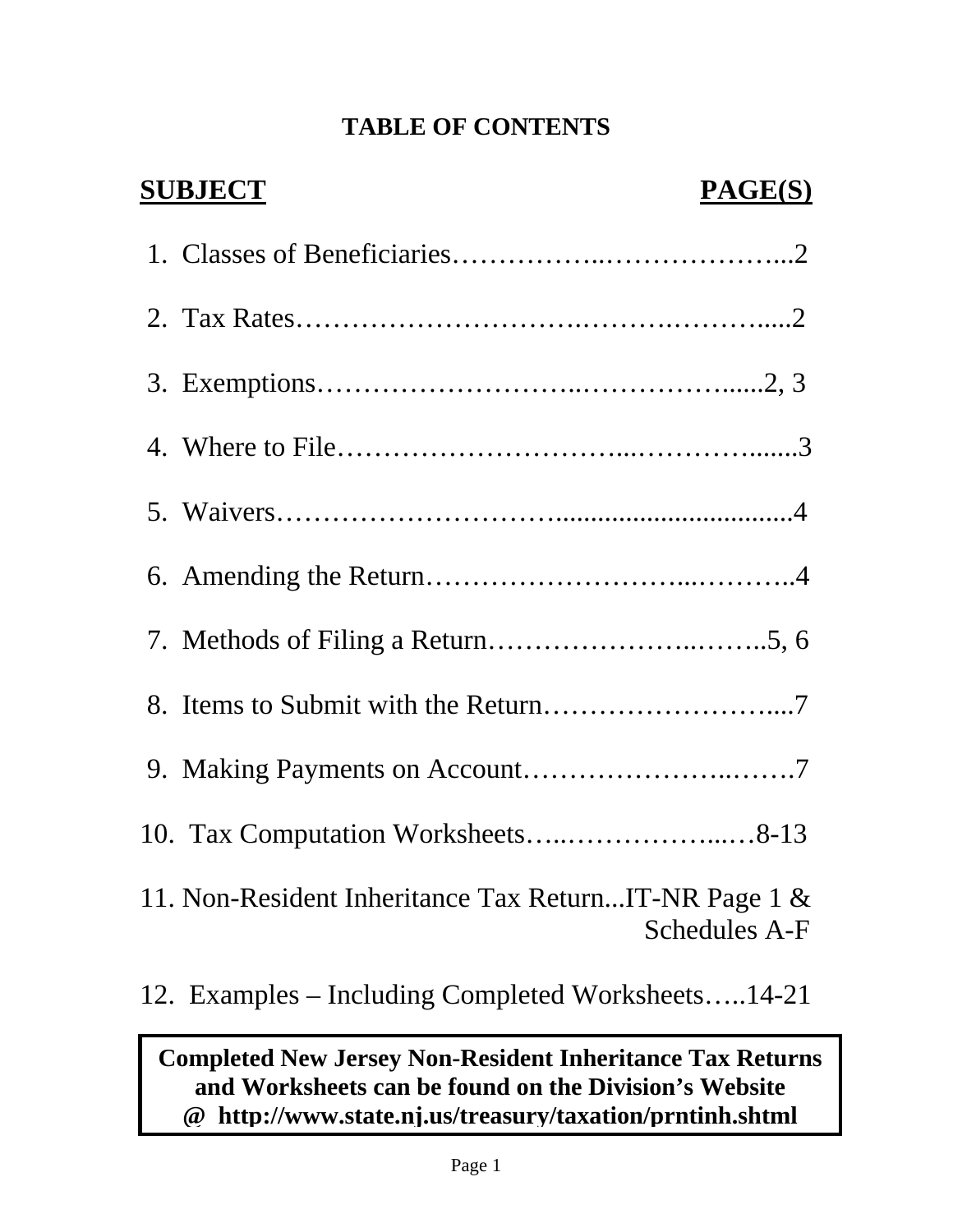# TABLE OF CONTENTS

| SUBJECT | PAGE(S) |
| --- | --- |
| 1. Classes of Beneficiaries | 2 |
| 2. Tax Rates | 2 |
| 3. Exemptions | 2, 3 |
| 4. Where to File | 3 |
| 5. Waivers | 4 |
| 6. Amending the Return | 4 |
| 7. Methods of Filing a Return | 5, 6 |
| 8. Items to Submit with the Return | 7 |
| 9. Making Payments on Account | 7 |
| 10. Tax Computation Worksheets | 8-13 |
| 11. Non-Resident Inheritance Tax Return | IT-NR Page 1 & Schedules A-F |
| 12. Examples – Including Completed Worksheets | 14-21 |

**Completed New Jersey Non-Resident Inheritance Tax Returns and Worksheets can be found on the Division's Website @ http://www.state.nj.us/treasury/taxation/prntinh.shtml**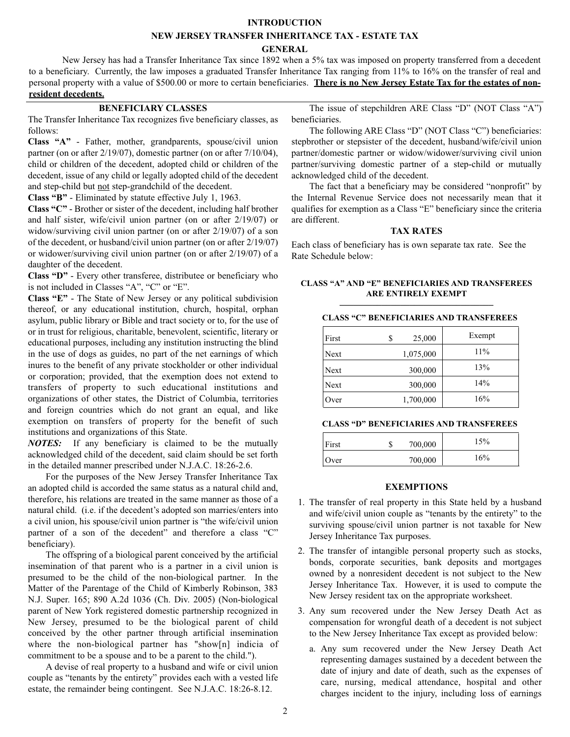# INTRODUCTION

## NEW JERSEY TRANSFER INHERITANCE TAX - ESTATE TAX

### GENERAL

New Jersey has had a Transfer Inheritance Tax since 1892 when a 5% tax was imposed on property transferred from a decedent to a beneficiary. Currently, the law imposes a graduated Transfer Inheritance Tax ranging from 11% to 16% on the transfer of real and personal property with a value of $500.00 or more to certain beneficiaries. **There is no New Jersey Estate Tax for the estates of non-resident decedents.**

### BENEFICIARY CLASSES

The Transfer Inheritance Tax recognizes five beneficiary classes, as follows:

**Class "A"** - Father, mother, grandparents, spouse/civil union partner (on or after 2/19/07), domestic partner (on or after 7/10/04), child or children of the decedent, adopted child or children of the decedent, issue of any child or legally adopted child of the decedent and step-child but not step-grandchild of the decedent.

**Class "B"** - Eliminated by statute effective July 1, 1963.

**Class "C"** - Brother or sister of the decedent, including half brother and half sister, wife/civil union partner (on or after 2/19/07) or widow/surviving civil union partner (on or after 2/19/07) of a son of the decedent, or husband/civil union partner (on or after 2/19/07) or widower/surviving civil union partner (on or after 2/19/07) of a daughter of the decedent.

**Class "D"** - Every other transferee, distributee or beneficiary who is not included in Classes "A", "C" or "E".

**Class "E"** - The State of New Jersey or any political subdivision thereof, or any educational institution, church, hospital, orphan asylum, public library or Bible and tract society or to, for the use of or in trust for religious, charitable, benevolent, scientific, literary or educational purposes, including any institution instructing the blind in the use of dogs as guides, no part of the net earnings of which inures to the benefit of any private stockholder or other individual or corporation; provided, that the exemption does not extend to transfers of property to such educational institutions and organizations of other states, the District of Columbia, territories and foreign countries which do not grant an equal, and like exemption on transfers of property for the benefit of such institutions and organizations of this State.

***NOTES:*** If any beneficiary is claimed to be the mutually acknowledged child of the decedent, said claim should be set forth in the detailed manner prescribed under N.J.A.C. 18:26-2.6.

For the purposes of the New Jersey Transfer Inheritance Tax an adopted child is accorded the same status as a natural child and, therefore, his relations are treated in the same manner as those of a natural child. (i.e. if the decedent's adopted son marries/enters into a civil union, his spouse/civil union partner is "the wife/civil union partner of a son of the decedent" and therefore a class "C" beneficiary).

The offspring of a biological parent conceived by the artificial insemination of that parent who is a partner in a civil union is presumed to be the child of the non-biological partner. In the Matter of the Parentage of the Child of Kimberly Robinson, 383 N.J. Super. 165; 890 A.2d 1036 (Ch. Div. 2005) (Non-biological parent of New York registered domestic partnership recognized in New Jersey, presumed to be the biological parent of child conceived by the other partner through artificial insemination where the non-biological partner has "show[n] indicia of commitment to be a spouse and to be a parent to the child.").

A devise of real property to a husband and wife or civil union couple as "tenants by the entirety" provides each with a vested life estate, the remainder being contingent. See N.J.A.C. 18:26-8.12.

The issue of stepchildren ARE Class "D" (NOT Class "A") beneficiaries.

The following ARE Class "D" (NOT Class "C") beneficiaries: stepbrother or stepsister of the decedent, husband/wife/civil union partner/domestic partner or widow/widower/surviving civil union partner/surviving domestic partner of a step-child or mutually acknowledged child of the decedent.

The fact that a beneficiary may be considered "nonprofit" by the Internal Revenue Service does not necessarily mean that it qualifies for exemption as a Class "E" beneficiary since the criteria are different.

### TAX RATES

Each class of beneficiary has is own separate tax rate. See the Rate Schedule below:

**CLASS "A" AND "E" BENEFICIARIES AND TRANSFEREES ARE ENTIRELY EXEMPT**

**CLASS "C" BENEFICIARIES AND TRANSFEREES**

| | | |
|---|---|---|
| First | $ 25,000 | Exempt |
| Next | 1,075,000 | 11% |
| Next | 300,000 | 13% |
| Next | 300,000 | 14% |
| Over | 1,700,000 | 16% |

**CLASS "D" BENEFICIARIES AND TRANSFEREES**

| | | |
|---|---|---|
| First | $ 700,000 | 15% |
| Over | 700,000 | 16% |

### EXEMPTIONS

1. The transfer of real property in this State held by a husband and wife/civil union couple as "tenants by the entirety" to the surviving spouse/civil union partner is not taxable for New Jersey Inheritance Tax purposes.
2. The transfer of intangible personal property such as stocks, bonds, corporate securities, bank deposits and mortgages owned by a nonresident decedent is not subject to the New Jersey Inheritance Tax. However, it is used to compute the New Jersey resident tax on the appropriate worksheet.
3. Any sum recovered under the New Jersey Death Act as compensation for wrongful death of a decedent is not subject to the New Jersey Inheritance Tax except as provided below:
   a. Any sum recovered under the New Jersey Death Act representing damages sustained by a decedent between the date of injury and date of death, such as the expenses of care, nursing, medical attendance, hospital and other charges incident to the injury, including loss of earnings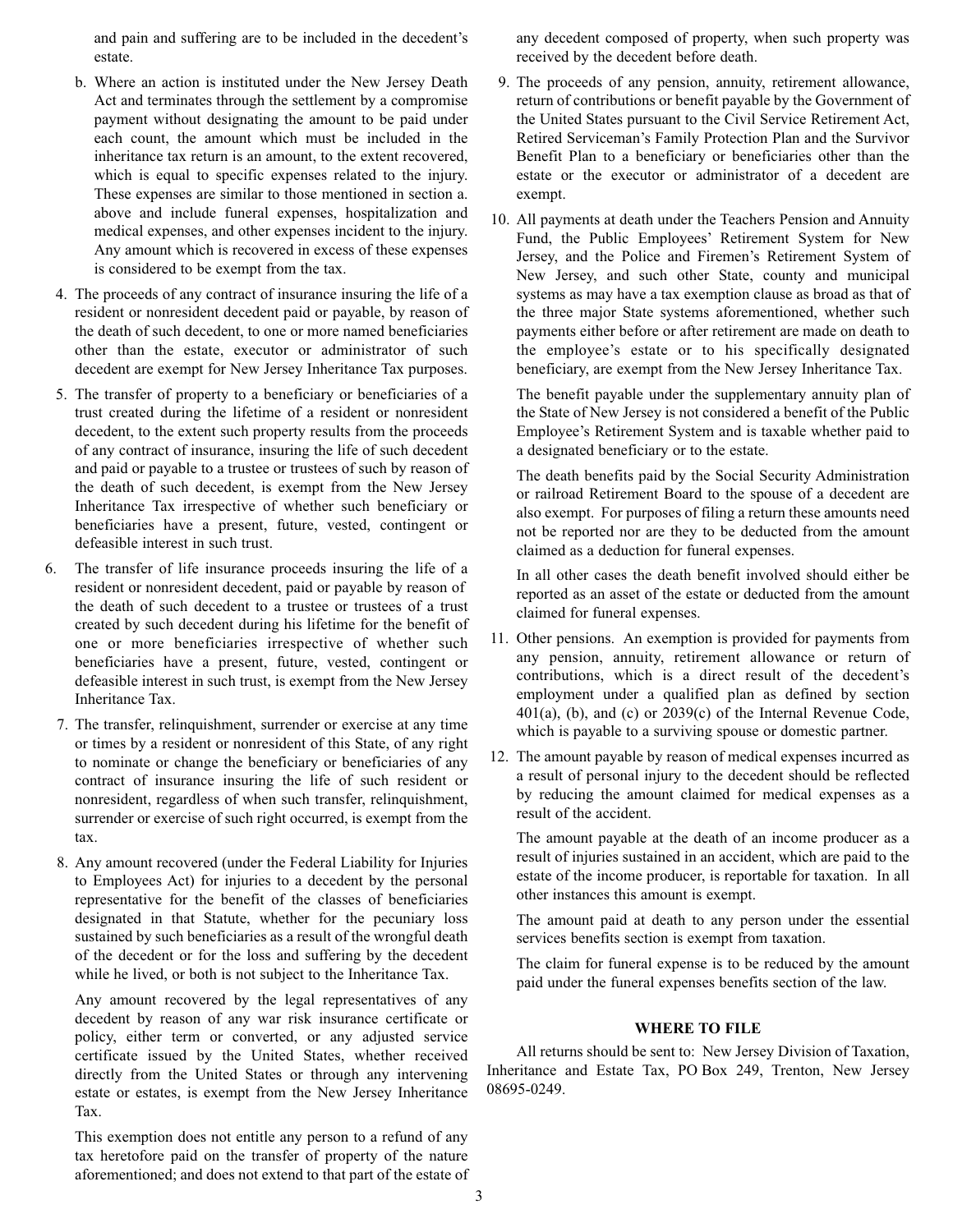and pain and suffering are to be included in the decedent's estate.

b. Where an action is instituted under the New Jersey Death Act and terminates through the settlement by a compromise payment without designating the amount to be paid under each count, the amount which must be included in the inheritance tax return is an amount, to the extent recovered, which is equal to specific expenses related to the injury. These expenses are similar to those mentioned in section a. above and include funeral expenses, hospitalization and medical expenses, and other expenses incident to the injury. Any amount which is recovered in excess of these expenses is considered to be exempt from the tax.

4. The proceeds of any contract of insurance insuring the life of a resident or nonresident decedent paid or payable, by reason of the death of such decedent, to one or more named beneficiaries other than the estate, executor or administrator of such decedent are exempt for New Jersey Inheritance Tax purposes.

5. The transfer of property to a beneficiary or beneficiaries of a trust created during the lifetime of a resident or nonresident decedent, to the extent such property results from the proceeds of any contract of insurance, insuring the life of such decedent and paid or payable to a trustee or trustees of such by reason of the death of such decedent, is exempt from the New Jersey Inheritance Tax irrespective of whether such beneficiary or beneficiaries have a present, future, vested, contingent or defeasible interest in such trust.

6. The transfer of life insurance proceeds insuring the life of a resident or nonresident decedent, paid or payable by reason of the death of such decedent to a trustee or trustees of a trust created by such decedent during his lifetime for the benefit of one or more beneficiaries irrespective of whether such beneficiaries have a present, future, vested, contingent or defeasible interest in such trust, is exempt from the New Jersey Inheritance Tax.

7. The transfer, relinquishment, surrender or exercise at any time or times by a resident or nonresident of this State, of any right to nominate or change the beneficiary or beneficiaries of any contract of insurance insuring the life of such resident or nonresident, regardless of when such transfer, relinquishment, surrender or exercise of such right occurred, is exempt from the tax.

8. Any amount recovered (under the Federal Liability for Injuries to Employees Act) for injuries to a decedent by the personal representative for the benefit of the classes of beneficiaries designated in that Statute, whether for the pecuniary loss sustained by such beneficiaries as a result of the wrongful death of the decedent or for the loss and suffering by the decedent while he lived, or both is not subject to the Inheritance Tax.

   Any amount recovered by the legal representatives of any decedent by reason of any war risk insurance certificate or policy, either term or converted, or any adjusted service certificate issued by the United States, whether received directly from the United States or through any intervening estate or estates, is exempt from the New Jersey Inheritance Tax.

   This exemption does not entitle any person to a refund of any tax heretofore paid on the transfer of property of the nature aforementioned; and does not extend to that part of the estate of any decedent composed of property, when such property was received by the decedent before death.

9. The proceeds of any pension, annuity, retirement allowance, return of contributions or benefit payable by the Government of the United States pursuant to the Civil Service Retirement Act, Retired Serviceman's Family Protection Plan and the Survivor Benefit Plan to a beneficiary or beneficiaries other than the estate or the executor or administrator of a decedent are exempt.

10. All payments at death under the Teachers Pension and Annuity Fund, the Public Employees' Retirement System for New Jersey, and the Police and Firemen's Retirement System of New Jersey, and such other State, county and municipal systems as may have a tax exemption clause as broad as that of the three major State systems aforementioned, whether such payments either before or after retirement are made on death to the employee's estate or to his specifically designated beneficiary, are exempt from the New Jersey Inheritance Tax.

    The benefit payable under the supplementary annuity plan of the State of New Jersey is not considered a benefit of the Public Employee's Retirement System and is taxable whether paid to a designated beneficiary or to the estate.

    The death benefits paid by the Social Security Administration or railroad Retirement Board to the spouse of a decedent are also exempt. For purposes of filing a return these amounts need not be reported nor are they to be deducted from the amount claimed as a deduction for funeral expenses.

    In all other cases the death benefit involved should either be reported as an asset of the estate or deducted from the amount claimed for funeral expenses.

11. Other pensions. An exemption is provided for payments from any pension, annuity, retirement allowance or return of contributions, which is a direct result of the decedent's employment under a qualified plan as defined by section 401(a), (b), and (c) or 2039(c) of the Internal Revenue Code, which is payable to a surviving spouse or domestic partner.

12. The amount payable by reason of medical expenses incurred as a result of personal injury to the decedent should be reflected by reducing the amount claimed for medical expenses as a result of the accident.

    The amount payable at the death of an income producer as a result of injuries sustained in an accident, which are paid to the estate of the income producer, is reportable for taxation. In all other instances this amount is exempt.

    The amount paid at death to any person under the essential services benefits section is exempt from taxation.

    The claim for funeral expense is to be reduced by the amount paid under the funeral expenses benefits section of the law.

## WHERE TO FILE

All returns should be sent to: New Jersey Division of Taxation, Inheritance and Estate Tax, PO Box 249, Trenton, New Jersey 08695-0249.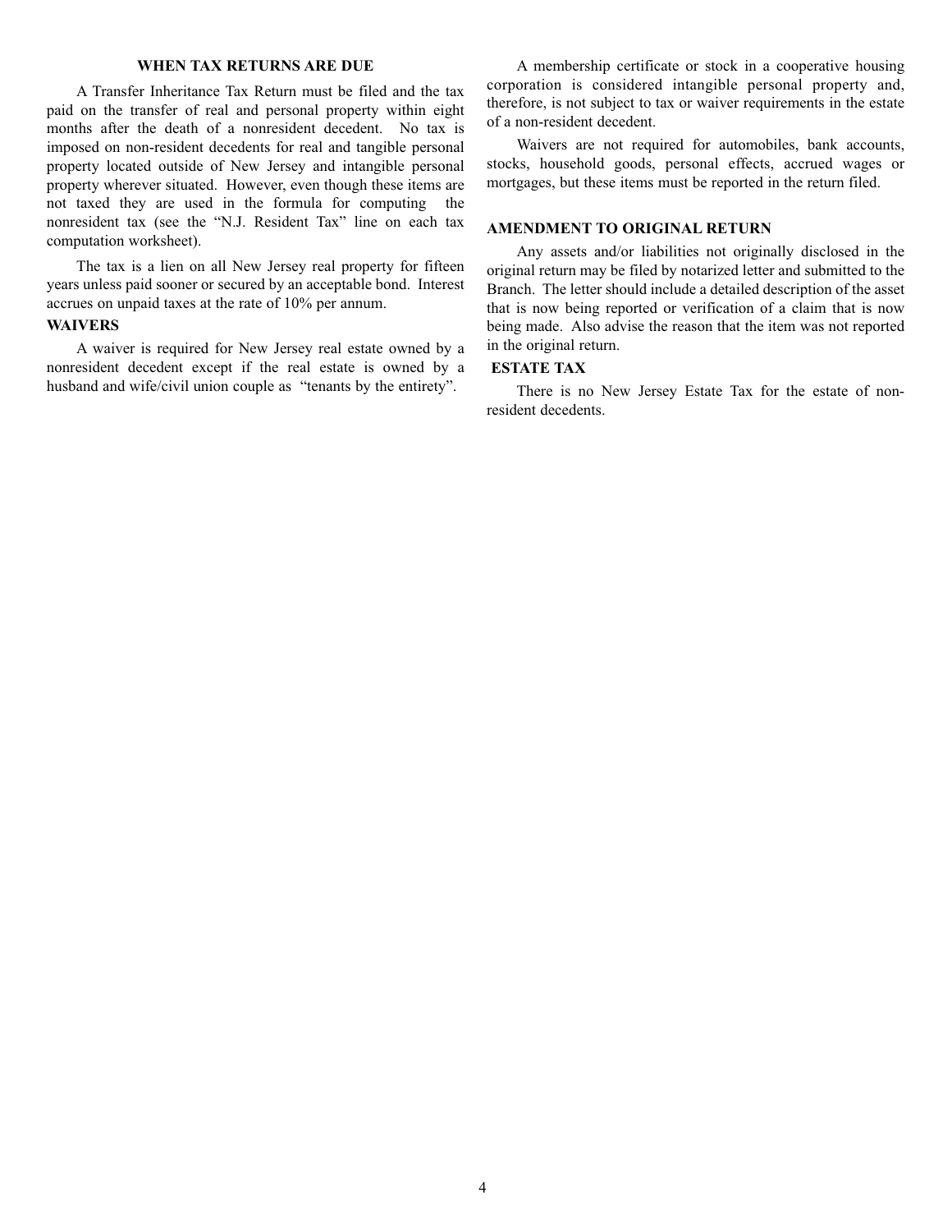## WHEN TAX RETURNS ARE DUE

A Transfer Inheritance Tax Return must be filed and the tax paid on the transfer of real and personal property within eight months after the death of a nonresident decedent. No tax is imposed on non-resident decedents for real and tangible personal property located outside of New Jersey and intangible personal property wherever situated. However, even though these items are not taxed they are used in the formula for computing the nonresident tax (see the "N.J. Resident Tax" line on each tax computation worksheet).

The tax is a lien on all New Jersey real property for fifteen years unless paid sooner or secured by an acceptable bond. Interest accrues on unpaid taxes at the rate of 10% per annum.

## WAIVERS

A waiver is required for New Jersey real estate owned by a nonresident decedent except if the real estate is owned by a husband and wife/civil union couple as "tenants by the entirety".

A membership certificate or stock in a cooperative housing corporation is considered intangible personal property and, therefore, is not subject to tax or waiver requirements in the estate of a non-resident decedent.

Waivers are not required for automobiles, bank accounts, stocks, household goods, personal effects, accrued wages or mortgages, but these items must be reported in the return filed.

## AMENDMENT TO ORIGINAL RETURN

Any assets and/or liabilities not originally disclosed in the original return may be filed by notarized letter and submitted to the Branch. The letter should include a detailed description of the asset that is now being reported or verification of a claim that is now being made. Also advise the reason that the item was not reported in the original return.

## ESTATE TAX

There is no New Jersey Estate Tax for the estate of non-resident decedents.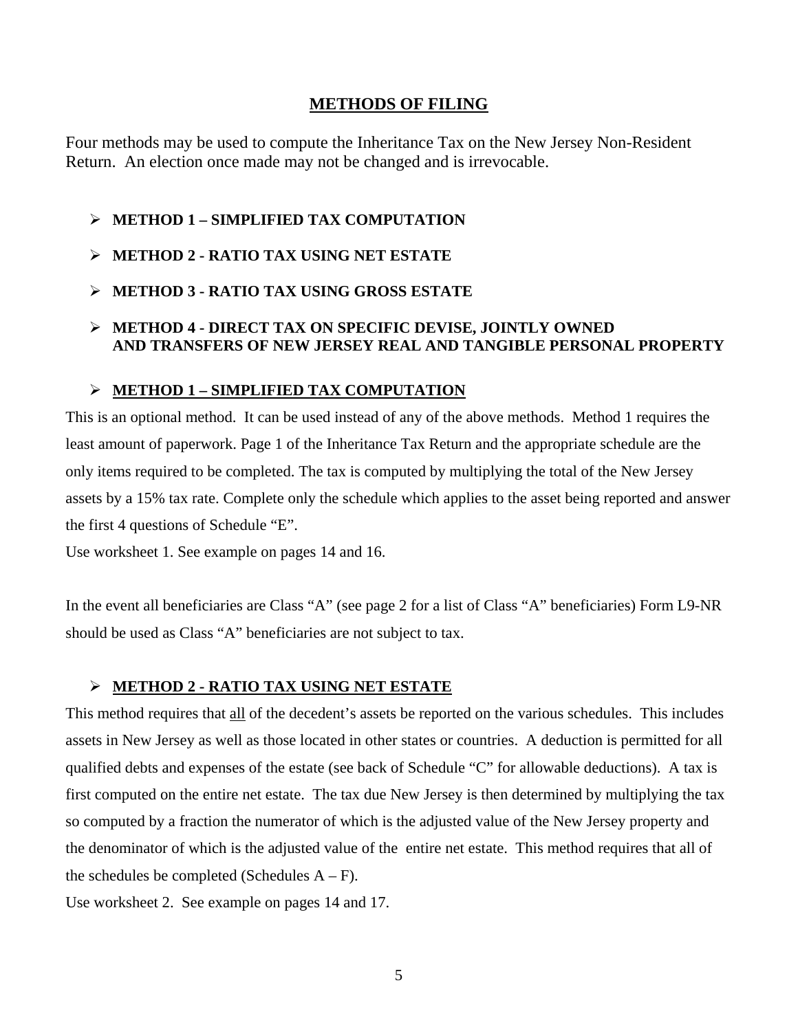## METHODS OF FILING

Four methods may be used to compute the Inheritance Tax on the New Jersey Non-Resident Return. An election once made may not be changed and is irrevocable.

- **METHOD 1 – SIMPLIFIED TAX COMPUTATION**
- **METHOD 2 - RATIO TAX USING NET ESTATE**
- **METHOD 3 - RATIO TAX USING GROSS ESTATE**
- **METHOD 4 - DIRECT TAX ON SPECIFIC DEVISE, JOINTLY OWNED AND TRANSFERS OF NEW JERSEY REAL AND TANGIBLE PERSONAL PROPERTY**

### METHOD 1 – SIMPLIFIED TAX COMPUTATION

This is an optional method. It can be used instead of any of the above methods. Method 1 requires the least amount of paperwork. Page 1 of the Inheritance Tax Return and the appropriate schedule are the only items required to be completed. The tax is computed by multiplying the total of the New Jersey assets by a 15% tax rate. Complete only the schedule which applies to the asset being reported and answer the first 4 questions of Schedule "E".

Use worksheet 1. See example on pages 14 and 16.

In the event all beneficiaries are Class "A" (see page 2 for a list of Class "A" beneficiaries) Form L9-NR should be used as Class "A" beneficiaries are not subject to tax.

### METHOD 2 - RATIO TAX USING NET ESTATE

This method requires that all of the decedent's assets be reported on the various schedules. This includes assets in New Jersey as well as those located in other states or countries. A deduction is permitted for all qualified debts and expenses of the estate (see back of Schedule "C" for allowable deductions). A tax is first computed on the entire net estate. The tax due New Jersey is then determined by multiplying the tax so computed by a fraction the numerator of which is the adjusted value of the New Jersey property and the denominator of which is the adjusted value of the entire net estate. This method requires that all of the schedules be completed (Schedules A – F).

Use worksheet 2. See example on pages 14 and 17.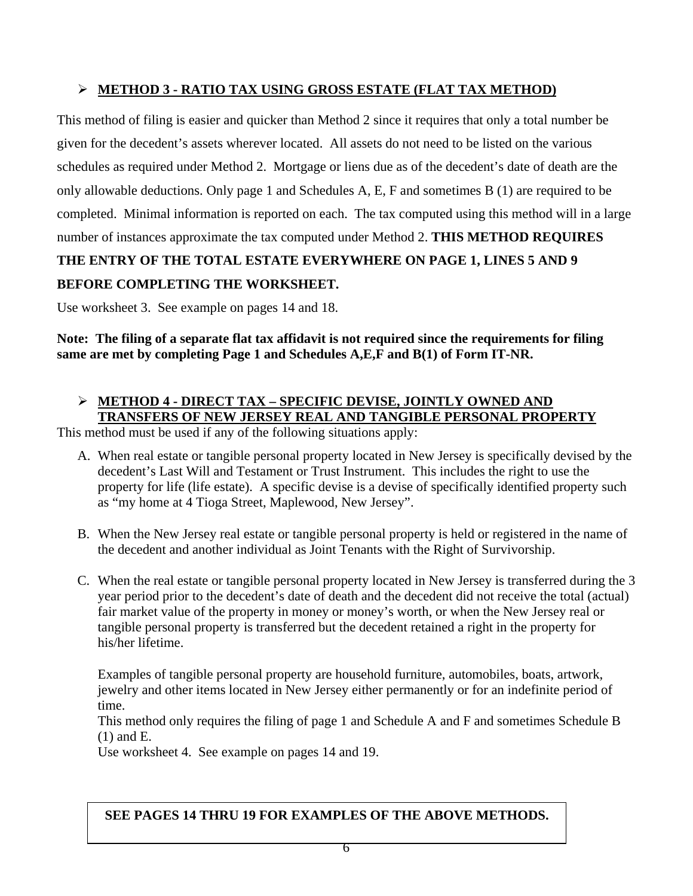- **METHOD 3 - RATIO TAX USING GROSS ESTATE (FLAT TAX METHOD)**

This method of filing is easier and quicker than Method 2 since it requires that only a total number be given for the decedent's assets wherever located. All assets do not need to be listed on the various schedules as required under Method 2. Mortgage or liens due as of the decedent's date of death are the only allowable deductions. Only page 1 and Schedules A, E, F and sometimes B (1) are required to be completed. Minimal information is reported on each. The tax computed using this method will in a large number of instances approximate the tax computed under Method 2. **THIS METHOD REQUIRES THE ENTRY OF THE TOTAL ESTATE EVERYWHERE ON PAGE 1, LINES 5 AND 9 BEFORE COMPLETING THE WORKSHEET.**

Use worksheet 3. See example on pages 14 and 18.

**Note: The filing of a separate flat tax affidavit is not required since the requirements for filing same are met by completing Page 1 and Schedules A,E,F and B(1) of Form IT-NR.**

- **METHOD 4 - DIRECT TAX – SPECIFIC DEVISE, JOINTLY OWNED AND TRANSFERS OF NEW JERSEY REAL AND TANGIBLE PERSONAL PROPERTY**

This method must be used if any of the following situations apply:

A. When real estate or tangible personal property located in New Jersey is specifically devised by the decedent's Last Will and Testament or Trust Instrument. This includes the right to use the property for life (life estate). A specific devise is a devise of specifically identified property such as "my home at 4 Tioga Street, Maplewood, New Jersey".

B. When the New Jersey real estate or tangible personal property is held or registered in the name of the decedent and another individual as Joint Tenants with the Right of Survivorship.

C. When the real estate or tangible personal property located in New Jersey is transferred during the 3 year period prior to the decedent's date of death and the decedent did not receive the total (actual) fair market value of the property in money or money's worth, or when the New Jersey real or tangible personal property is transferred but the decedent retained a right in the property for his/her lifetime.

   Examples of tangible personal property are household furniture, automobiles, boats, artwork, jewelry and other items located in New Jersey either permanently or for an indefinite period of time.
   This method only requires the filing of page 1 and Schedule A and F and sometimes Schedule B (1) and E.
   Use worksheet 4. See example on pages 14 and 19.

**SEE PAGES 14 THRU 19 FOR EXAMPLES OF THE ABOVE METHODS.**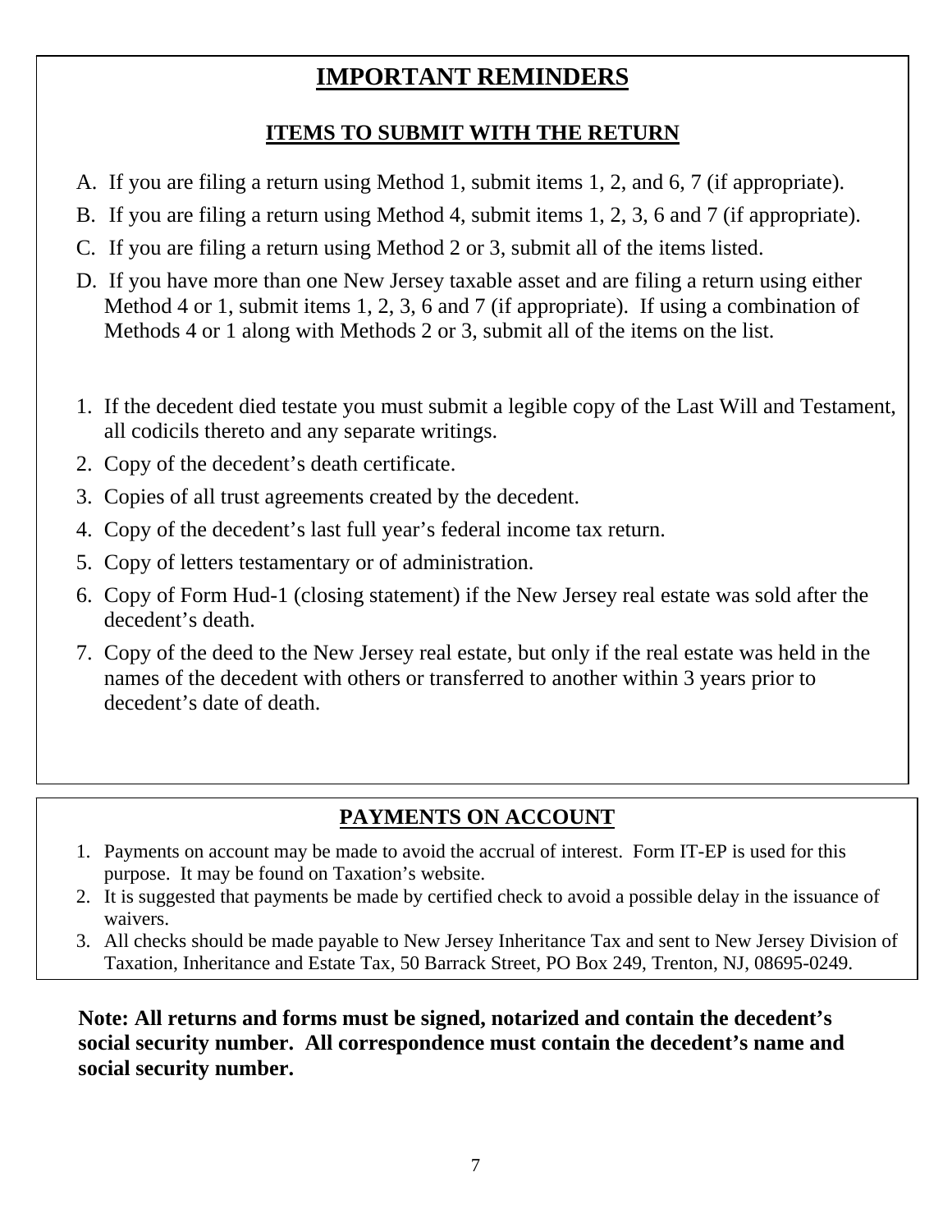# IMPORTANT REMINDERS

## ITEMS TO SUBMIT WITH THE RETURN

A. If you are filing a return using Method 1, submit items 1, 2, and 6, 7 (if appropriate).

B. If you are filing a return using Method 4, submit items 1, 2, 3, 6 and 7 (if appropriate).

C. If you are filing a return using Method 2 or 3, submit all of the items listed.

D. If you have more than one New Jersey taxable asset and are filing a return using either Method 4 or 1, submit items 1, 2, 3, 6 and 7 (if appropriate). If using a combination of Methods 4 or 1 along with Methods 2 or 3, submit all of the items on the list.

1. If the decedent died testate you must submit a legible copy of the Last Will and Testament, all codicils thereto and any separate writings.
2. Copy of the decedent's death certificate.
3. Copies of all trust agreements created by the decedent.
4. Copy of the decedent's last full year's federal income tax return.
5. Copy of letters testamentary or of administration.
6. Copy of Form Hud-1 (closing statement) if the New Jersey real estate was sold after the decedent's death.
7. Copy of the deed to the New Jersey real estate, but only if the real estate was held in the names of the decedent with others or transferred to another within 3 years prior to decedent's date of death.

## PAYMENTS ON ACCOUNT

1. Payments on account may be made to avoid the accrual of interest. Form IT-EP is used for this purpose. It may be found on Taxation's website.
2. It is suggested that payments be made by certified check to avoid a possible delay in the issuance of waivers.
3. All checks should be made payable to New Jersey Inheritance Tax and sent to New Jersey Division of Taxation, Inheritance and Estate Tax, 50 Barrack Street, PO Box 249, Trenton, NJ, 08695-0249.

**Note: All returns and forms must be signed, notarized and contain the decedent's social security number. All correspondence must contain the decedent's name and social security number.**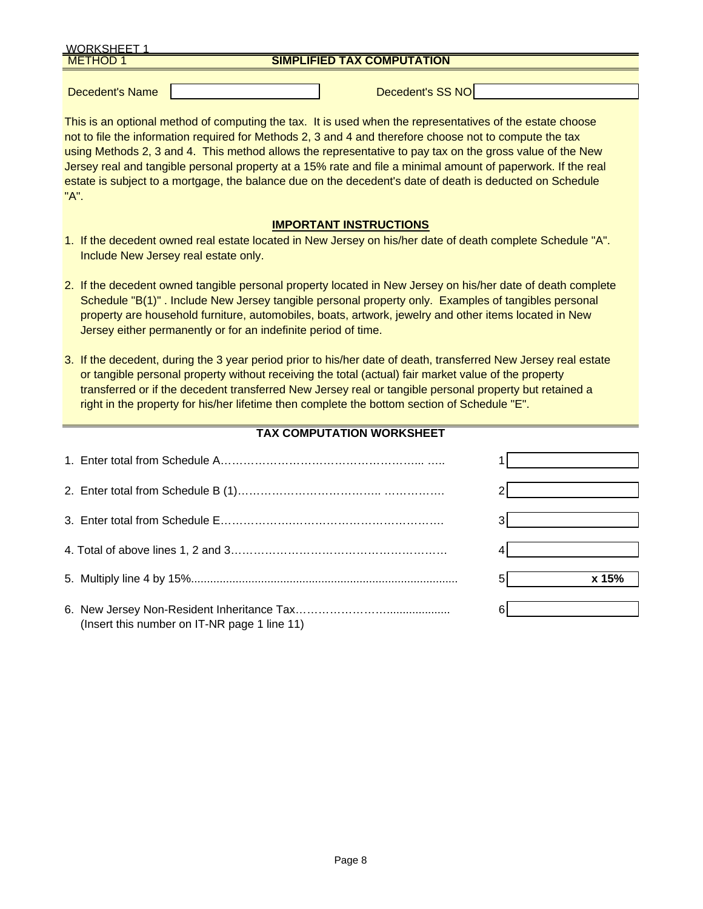WORKSHEET 1

METHOD 1

## SIMPLIFIED TAX COMPUTATION

Decedent's Name ____________________ Decedent's SS NO ____________________

This is an optional method of computing the tax. It is used when the representatives of the estate choose not to file the information required for Methods 2, 3 and 4 and therefore choose not to compute the tax using Methods 2, 3 and 4. This method allows the representative to pay tax on the gross value of the New Jersey real and tangible personal property at a 15% rate and file a minimal amount of paperwork. If the real estate is subject to a mortgage, the balance due on the decedent's date of death is deducted on Schedule "A".

### IMPORTANT INSTRUCTIONS

1. If the decedent owned real estate located in New Jersey on his/her date of death complete Schedule "A". Include New Jersey real estate only.

2. If the decedent owned tangible personal property located in New Jersey on his/her date of death complete Schedule "B(1)" . Include New Jersey tangible personal property only. Examples of tangibles personal property are household furniture, automobiles, boats, artwork, jewelry and other items located in New Jersey either permanently or for an indefinite period of time.

3. If the decedent, during the 3 year period prior to his/her date of death, transferred New Jersey real estate or tangible personal property without receiving the total (actual) fair market value of the property transferred or if the decedent transferred New Jersey real or tangible personal property but retained a right in the property for his/her lifetime then complete the bottom section of Schedule "E".

### TAX COMPUTATION WORKSHEET

| | Line | Amount |
|---|---|---|
| 1. Enter total from Schedule A………………………………………….. ….. | 1 | |
| 2. Enter total from Schedule B (1)……………………………….. ……………. | 2 | |
| 3. Enter total from Schedule E……………….……………………………………. | 3 | |
| 4. Total of above lines 1, 2 and 3………………………………………………… | 4 | |
| 5. Multiply line 4 by 15%.................................................................................. | 5 | **x 15%** |
| 6. New Jersey Non-Resident Inheritance Tax……………………….................. (Insert this number on IT-NR page 1 line 11) | 6 | |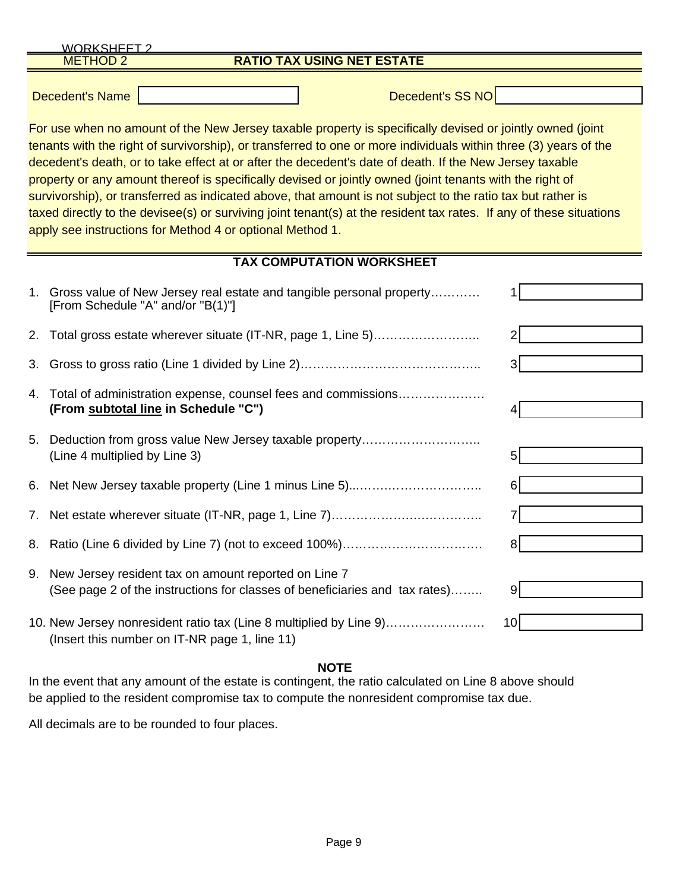WORKSHEET 2

## METHOD 2 — RATIO TAX USING NET ESTATE

Decedent's Name ______________________ Decedent's SS NO ______________________

For use when no amount of the New Jersey taxable property is specifically devised or jointly owned (joint tenants with the right of survivorship), or transferred to one or more individuals within three (3) years of the decedent's death, or to take effect at or after the decedent's date of death. If the New Jersey taxable property or any amount thereof is specifically devised or jointly owned (joint tenants with the right of survivorship), or transferred as indicated above, that amount is not subject to the ratio tax but rather is taxed directly to the devisee(s) or surviving joint tenant(s) at the resident tax rates. If any of these situations apply see instructions for Method 4 or optional Method 1.

### TAX COMPUTATION WORKSHEET

| | | Line | Amount |
|---|---|---|---|
| 1. | Gross value of New Jersey real estate and tangible personal property………… [From Schedule "A" and/or "B(1)"] | 1 | |
| 2. | Total gross estate wherever situate (IT-NR, page 1, Line 5)…………………….. | 2 | |
| 3. | Gross to gross ratio (Line 1 divided by Line 2)…………………………………….. | 3 | |
| 4. | Total of administration expense, counsel fees and commissions………………… **(From <u>subtotal line</u> in Schedule "C")** | 4 | |
| 5. | Deduction from gross value New Jersey taxable property……………………….. (Line 4 multiplied by Line 3) | 5 | |
| 6. | Net New Jersey taxable property (Line 1 minus Line 5)..………………………….. | 6 | |
| 7. | Net estate wherever situate (IT-NR, page 1, Line 7)……………….…………….. | 7 | |
| 8. | Ratio (Line 6 divided by Line 7) (not to exceed 100%)……………………………. | 8 | |
| 9. | New Jersey resident tax on amount reported on Line 7 (See page 2 of the instructions for classes of beneficiaries and tax rates)…….. | 9 | |
| 10. | New Jersey nonresident ratio tax (Line 8 multiplied by Line 9)…………………… (Insert this number on IT-NR page 1, line 11) | 10 | |

**NOTE**

In the event that any amount of the estate is contingent, the ratio calculated on Line 8 above should be applied to the resident compromise tax to compute the nonresident compromise tax due.

All decimals are to be rounded to four places.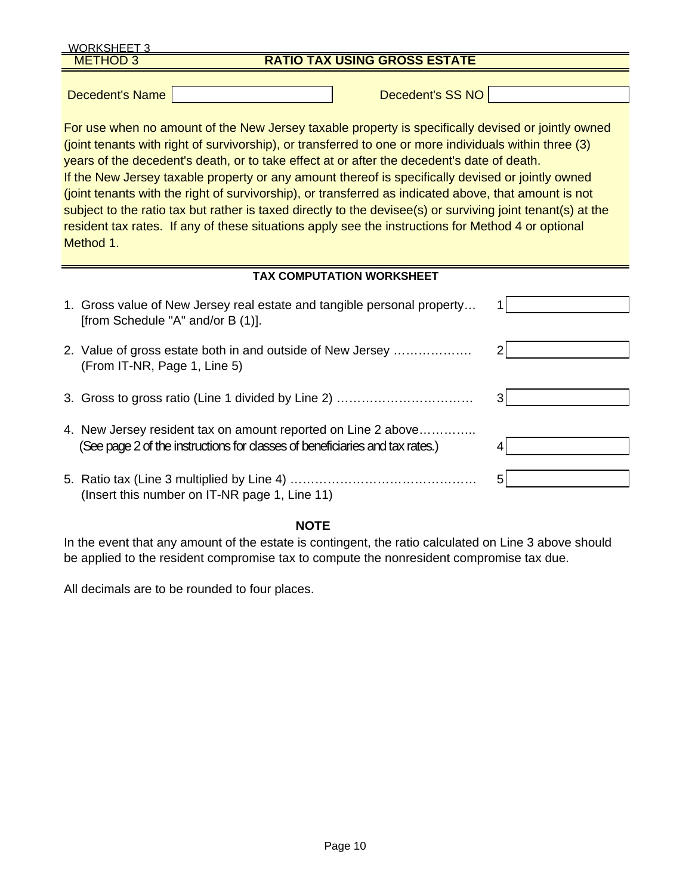WORKSHEET 3

METHOD 3 **RATIO TAX USING GROSS ESTATE**

Decedent's Name ____________ Decedent's SS NO ____________

For use when no amount of the New Jersey taxable property is specifically devised or jointly owned (joint tenants with right of survivorship), or transferred to one or more individuals within three (3) years of the decedent's death, or to take effect at or after the decedent's date of death. If the New Jersey taxable property or any amount thereof is specifically devised or jointly owned (joint tenants with the right of survivorship), or transferred as indicated above, that amount is not subject to the ratio tax but rather is taxed directly to the devisee(s) or surviving joint tenant(s) at the resident tax rates. If any of these situations apply see the instructions for Method 4 or optional Method 1.

**TAX COMPUTATION WORKSHEET**

1. Gross value of New Jersey real estate and tangible personal property… [from Schedule "A" and/or B (1)]. 1 ____________

2. Value of gross estate both in and outside of New Jersey ………………. (From IT-NR, Page 1, Line 5) 2 ____________

3. Gross to gross ratio (Line 1 divided by Line 2) …………………………… 3 ____________

4. New Jersey resident tax on amount reported on Line 2 above………….. (See page 2 of the instructions for classes of beneficiaries and tax rates.) 4 ____________

5. Ratio tax (Line 3 multiplied by Line 4) ……………………………………… (Insert this number on IT-NR page 1, Line 11) 5 ____________

**NOTE**

In the event that any amount of the estate is contingent, the ratio calculated on Line 3 above should be applied to the resident compromise tax to compute the nonresident compromise tax due.

All decimals are to be rounded to four places.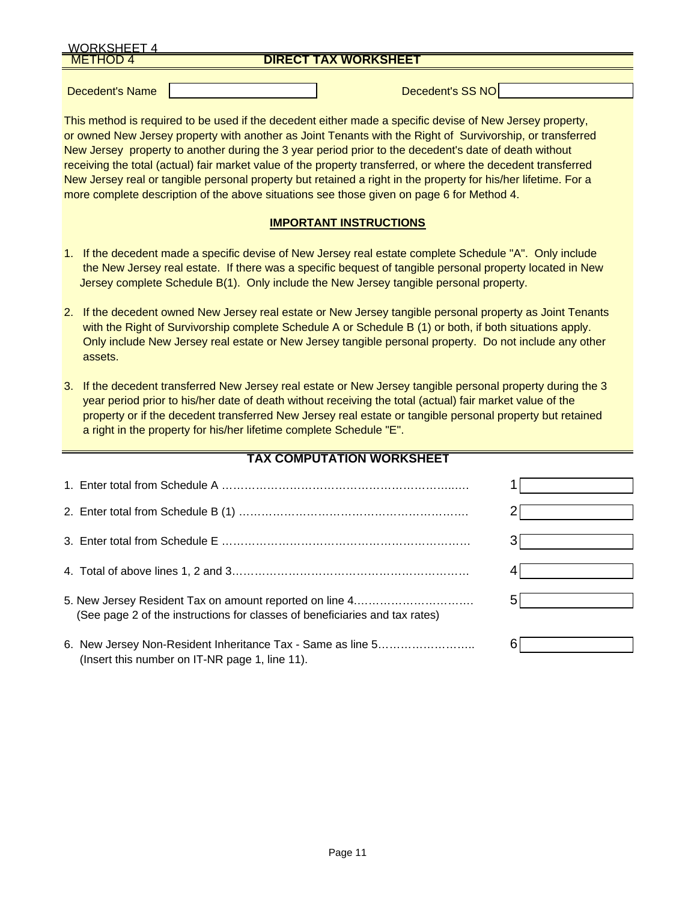WORKSHEET 4

METHOD 4

## DIRECT TAX WORKSHEET

Decedent's Name ____________ Decedent's SS NO ____________

This method is required to be used if the decedent either made a specific devise of New Jersey property, or owned New Jersey property with another as Joint Tenants with the Right of Survivorship, or transferred New Jersey property to another during the 3 year period prior to the decedent's date of death without receiving the total (actual) fair market value of the property transferred, or where the decedent transferred New Jersey real or tangible personal property but retained a right in the property for his/her lifetime. For a more complete description of the above situations see those given on page 6 for Method 4.

### IMPORTANT INSTRUCTIONS

1. If the decedent made a specific devise of New Jersey real estate complete Schedule "A". Only include the New Jersey real estate. If there was a specific bequest of tangible personal property located in New Jersey complete Schedule B(1). Only include the New Jersey tangible personal property.

2. If the decedent owned New Jersey real estate or New Jersey tangible personal property as Joint Tenants with the Right of Survivorship complete Schedule A or Schedule B (1) or both, if both situations apply. Only include New Jersey real estate or New Jersey tangible personal property. Do not include any other assets.

3. If the decedent transferred New Jersey real estate or New Jersey tangible personal property during the 3 year period prior to his/her date of death without receiving the total (actual) fair market value of the property or if the decedent transferred New Jersey real estate or tangible personal property but retained a right in the property for his/her lifetime complete Schedule "E".

### TAX COMPUTATION WORKSHEET

| | | |
|---|---|---|
| 1. Enter total from Schedule A ………………………………………………………… | 1 | |
| 2. Enter total from Schedule B (1) …………………………………………………… | 2 | |
| 3. Enter total from Schedule E ………………………………………………………… | 3 | |
| 4. Total of above lines 1, 2 and 3……………………………………………………… | 4 | |
| 5. New Jersey Resident Tax on amount reported on line 4…………………………… (See page 2 of the instructions for classes of beneficiaries and tax rates) | 5 | |
| 6. New Jersey Non-Resident Inheritance Tax - Same as line 5…………………….. (Insert this number on IT-NR page 1, line 11). | 6 | |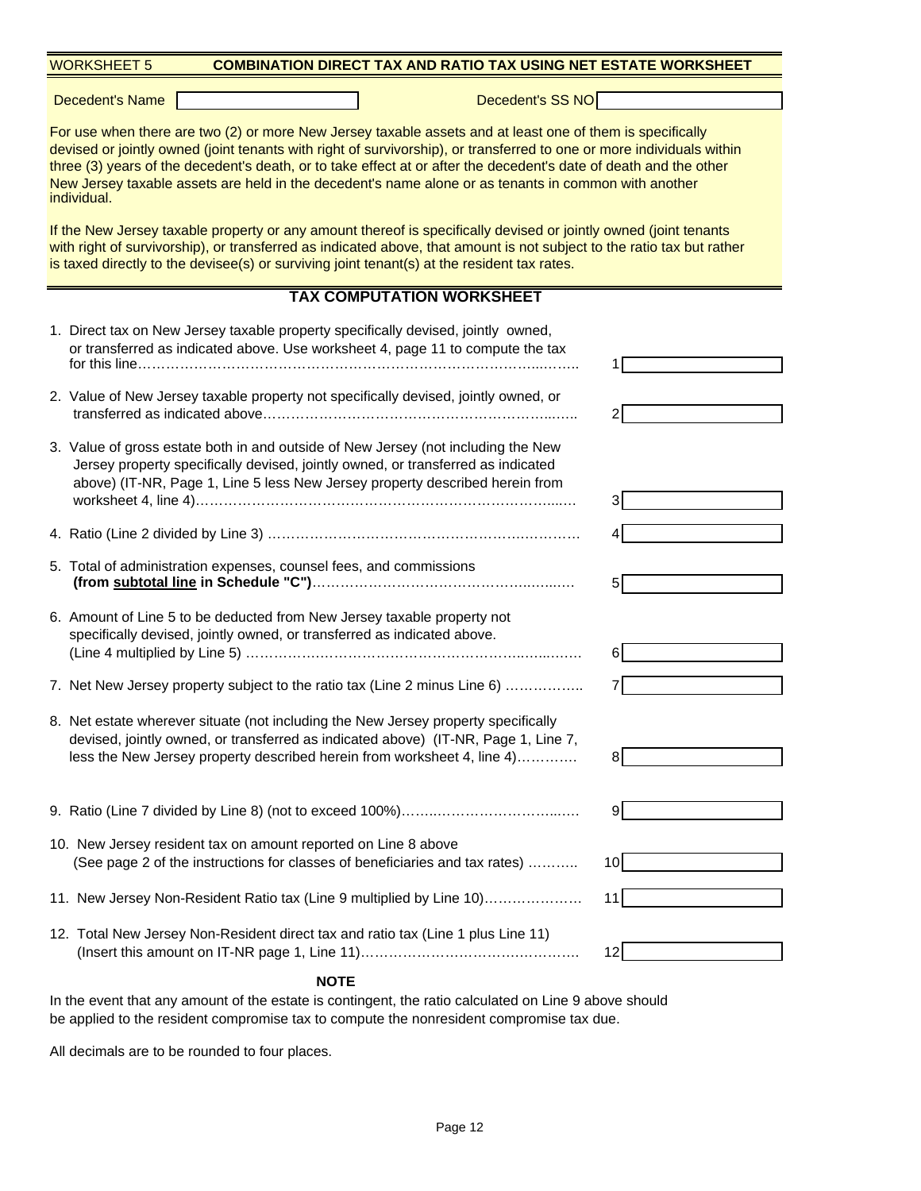WORKSHEET 5 **COMBINATION DIRECT TAX AND RATIO TAX USING NET ESTATE WORKSHEET**

Decedent's Name ____________ Decedent's SS NO ____________

For use when there are two (2) or more New Jersey taxable assets and at least one of them is specifically devised or jointly owned (joint tenants with right of survivorship), or transferred to one or more individuals within three (3) years of the decedent's death, or to take effect at or after the decedent's date of death and the other New Jersey taxable assets are held in the decedent's name alone or as tenants in common with another individual.

If the New Jersey taxable property or any amount thereof is specifically devised or jointly owned (joint tenants with right of survivorship), or transferred as indicated above, that amount is not subject to the ratio tax but rather is taxed directly to the devisee(s) or surviving joint tenant(s) at the resident tax rates.

## TAX COMPUTATION WORKSHEET

| | Line | Amount |
|---|---|---|
| 1. Direct tax on New Jersey taxable property specifically devised, jointly owned, or transferred as indicated above. Use worksheet 4, page 11 to compute the tax for this line | 1 | |
| 2. Value of New Jersey taxable property not specifically devised, jointly owned, or transferred as indicated above | 2 | |
| 3. Value of gross estate both in and outside of New Jersey (not including the New Jersey property specifically devised, jointly owned, or transferred as indicated above) (IT-NR, Page 1, Line 5 less New Jersey property described herein from worksheet 4, line 4) | 3 | |
| 4. Ratio (Line 2 divided by Line 3) | 4 | |
| 5. Total of administration expenses, counsel fees, and commissions **(from subtotal line in Schedule "C")** | 5 | |
| 6. Amount of Line 5 to be deducted from New Jersey taxable property not specifically devised, jointly owned, or transferred as indicated above. (Line 4 multiplied by Line 5) | 6 | |
| 7. Net New Jersey property subject to the ratio tax (Line 2 minus Line 6) | 7 | |
| 8. Net estate wherever situate (not including the New Jersey property specifically devised, jointly owned, or transferred as indicated above) (IT-NR, Page 1, Line 7, less the New Jersey property described herein from worksheet 4, line 4) | 8 | |
| 9. Ratio (Line 7 divided by Line 8) (not to exceed 100%) | 9 | |
| 10. New Jersey resident tax on amount reported on Line 8 above (See page 2 of the instructions for classes of beneficiaries and tax rates) | 10 | |
| 11. New Jersey Non-Resident Ratio tax (Line 9 multiplied by Line 10) | 11 | |
| 12. Total New Jersey Non-Resident direct tax and ratio tax (Line 1 plus Line 11) (Insert this amount on IT-NR page 1, Line 11) | 12 | |

**NOTE**

In the event that any amount of the estate is contingent, the ratio calculated on Line 9 above should be applied to the resident compromise tax to compute the nonresident compromise tax due.

All decimals are to be rounded to four places.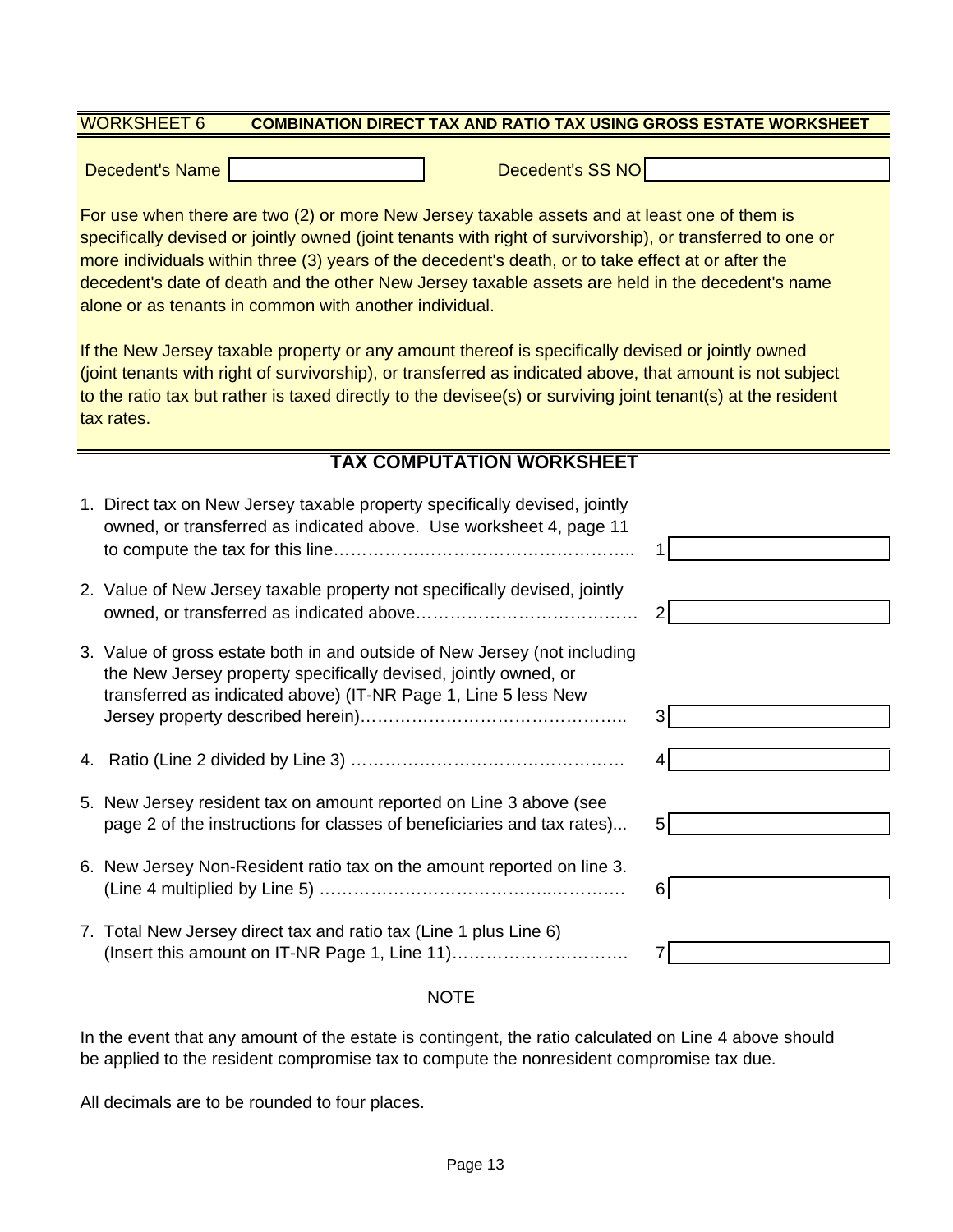# WORKSHEET 6 — COMBINATION DIRECT TAX AND RATIO TAX USING GROSS ESTATE WORKSHEET

Decedent's Name \_\_\_\_\_\_\_\_\_\_\_\_\_\_\_\_ Decedent's SS NO \_\_\_\_\_\_\_\_\_\_\_\_\_\_\_\_

For use when there are two (2) or more New Jersey taxable assets and at least one of them is specifically devised or jointly owned (joint tenants with right of survivorship), or transferred to one or more individuals within three (3) years of the decedent's death, or to take effect at or after the decedent's date of death and the other New Jersey taxable assets are held in the decedent's name alone or as tenants in common with another individual.

If the New Jersey taxable property or any amount thereof is specifically devised or jointly owned (joint tenants with right of survivorship), or transferred as indicated above, that amount is not subject to the ratio tax but rather is taxed directly to the devisee(s) or surviving joint tenant(s) at the resident tax rates.

## TAX COMPUTATION WORKSHEET

| Line | Description | Amount |
|---|---|---|
| 1. | Direct tax on New Jersey taxable property specifically devised, jointly owned, or transferred as indicated above. Use worksheet 4, page 11 to compute the tax for this line | 1 |
| 2. | Value of New Jersey taxable property not specifically devised, jointly owned, or transferred as indicated above | 2 |
| 3. | Value of gross estate both in and outside of New Jersey (not including the New Jersey property specifically devised, jointly owned, or transferred as indicated above) (IT-NR Page 1, Line 5 less New Jersey property described herein) | 3 |
| 4. | Ratio (Line 2 divided by Line 3) | 4 |
| 5. | New Jersey resident tax on amount reported on Line 3 above (see page 2 of the instructions for classes of beneficiaries and tax rates) | 5 |
| 6. | New Jersey Non-Resident ratio tax on the amount reported on line 3. (Line 4 multiplied by Line 5) | 6 |
| 7. | Total New Jersey direct tax and ratio tax (Line 1 plus Line 6) (Insert this amount on IT-NR Page 1, Line 11) | 7 |

### NOTE

In the event that any amount of the estate is contingent, the ratio calculated on Line 4 above should be applied to the resident compromise tax to compute the nonresident compromise tax due.

All decimals are to be rounded to four places.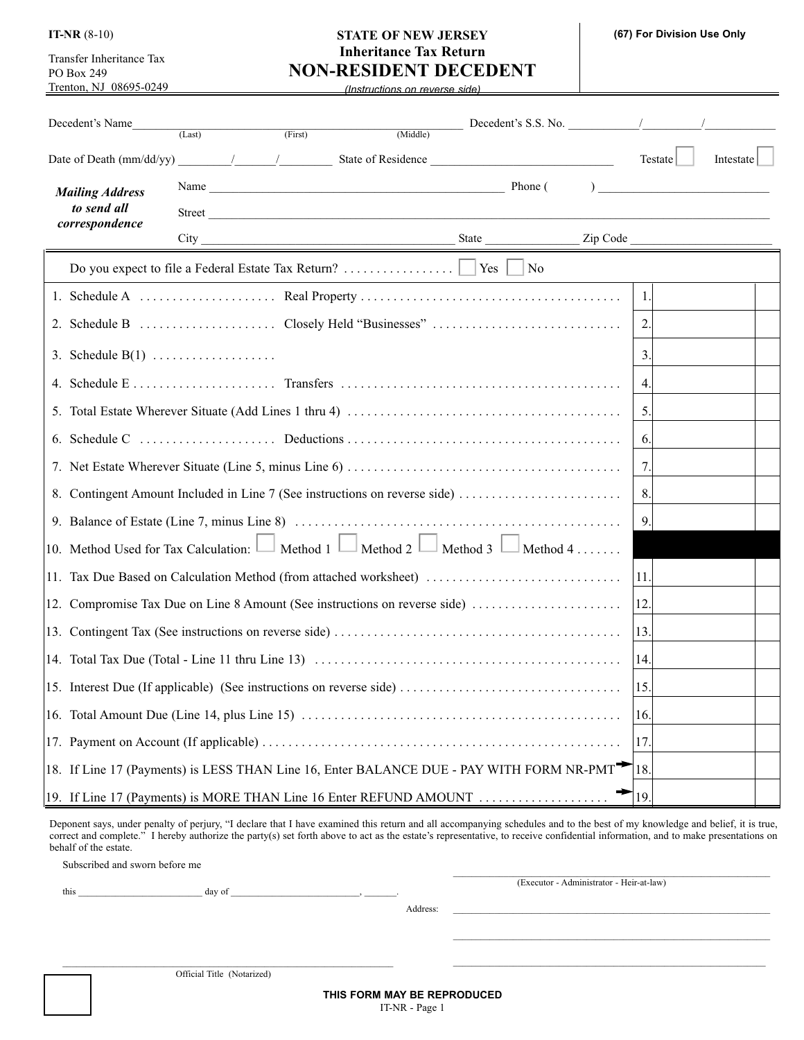IT-NR (8-10)

Transfer Inheritance Tax
PO Box 249
Trenton, NJ 08695-0249

# STATE OF NEW JERSEY
## Inheritance Tax Return
## NON-RESIDENT DECEDENT

*(Instructions on reverse side)*

**(67) For Division Use Only**

Decedent's Name\_\_\_\_\_\_\_\_\_\_\_\_\_\_\_\_\_\_\_\_\_\_\_\_ (Last) (First) (Middle) Decedent's S.S. No. \_\_\_\_\_\_/\_\_\_\_\_\_/\_\_\_\_\_\_

Date of Death (mm/dd/yy) \_\_\_\_\_/\_\_\_\_\_/\_\_\_\_\_ State of Residence \_\_\_\_\_\_\_\_\_\_\_\_\_\_\_\_ Testate ☐ Intestate ☐

***Mailing Address to send all correspondence***

Name \_\_\_\_\_\_\_\_\_\_\_\_\_\_\_\_\_\_\_\_\_\_\_\_ Phone ( ) \_\_\_\_\_\_\_\_\_\_\_\_\_\_\_\_

Street \_\_\_\_\_\_\_\_\_\_\_\_\_\_\_\_\_\_\_\_\_\_\_\_\_\_\_\_\_\_\_\_\_\_\_\_\_\_\_\_\_\_\_\_

City \_\_\_\_\_\_\_\_\_\_\_\_\_\_\_\_\_\_\_\_\_\_ State \_\_\_\_\_\_\_\_ Zip Code \_\_\_\_\_\_\_\_\_\_\_\_

Do you expect to file a Federal Estate Tax Return? ................. ☐ Yes ☐ No

| Line | Description | | |
|---|---|---|---|
| 1. | Schedule A ..................... Real Property ........................................ | 1. | |
| 2. | Schedule B ..................... Closely Held "Businesses" ............................ | 2. | |
| 3. | Schedule B(1) ................... | 3. | |
| 4. | Schedule E ...................... Transfers ........................................... | 4. | |
| 5. | Total Estate Wherever Situate (Add Lines 1 thru 4) .......................................... | 5. | |
| 6. | Schedule C ..................... Deductions .......................................... | 6. | |
| 7. | Net Estate Wherever Situate (Line 5, minus Line 6) .......................................... | 7. | |
| 8. | Contingent Amount Included in Line 7 (See instructions on reverse side) ......................... | 8. | |
| 9. | Balance of Estate (Line 7, minus Line 8) .................................................. | 9. | |
| 10. | Method Used for Tax Calculation: ☐ Method 1 ☐ Method 2 ☐ Method 3 ☐ Method 4 ....... | | |
| 11. | Tax Due Based on Calculation Method (from attached worksheet) ............................. | 11. | |
| 12. | Compromise Tax Due on Line 8 Amount (See instructions on reverse side) ....................... | 12. | |
| 13. | Contingent Tax (See instructions on reverse side) ........................................... | 13. | |
| 14. | Total Tax Due (Total - Line 11 thru Line 13) ............................................... | 14. | |
| 15. | Interest Due (If applicable) (See instructions on reverse side) .................................. | 15. | |
| 16. | Total Amount Due (Line 14, plus Line 15) ................................................. | 16. | |
| 17. | Payment on Account (If applicable) ...................................................... | 17. | |
| 18. | If Line 17 (Payments) is LESS THAN Line 16, Enter BALANCE DUE - PAY WITH FORM NR-PMT ➔ | 18. | |
| 19. | If Line 17 (Payments) is MORE THAN Line 16 Enter REFUND AMOUNT .................... ➔ | 19. | |

Deponent says, under penalty of perjury, "I declare that I have examined this return and all accompanying schedules and to the best of my knowledge and belief, it is true, correct and complete." I hereby authorize the party(s) set forth above to act as the estate's representative, to receive confidential information, and to make presentations on behalf of the estate.

Subscribed and sworn before me

this \_\_\_\_\_\_\_\_\_\_\_\_ day of \_\_\_\_\_\_\_\_\_\_\_\_, \_\_\_\_\_.

\_\_\_\_\_\_\_\_\_\_\_\_\_\_\_\_\_\_\_\_\_\_\_\_
(Executor - Administrator - Heir-at-law)

Address: \_\_\_\_\_\_\_\_\_\_\_\_\_\_\_\_\_\_\_\_\_\_\_\_

\_\_\_\_\_\_\_\_\_\_\_\_\_\_\_\_\_\_\_\_\_\_\_\_

\_\_\_\_\_\_\_\_\_\_\_\_\_\_\_\_\_\_\_\_\_\_\_\_
Official Title (Notarized)

**THIS FORM MAY BE REPRODUCED**

IT-NR - Page 1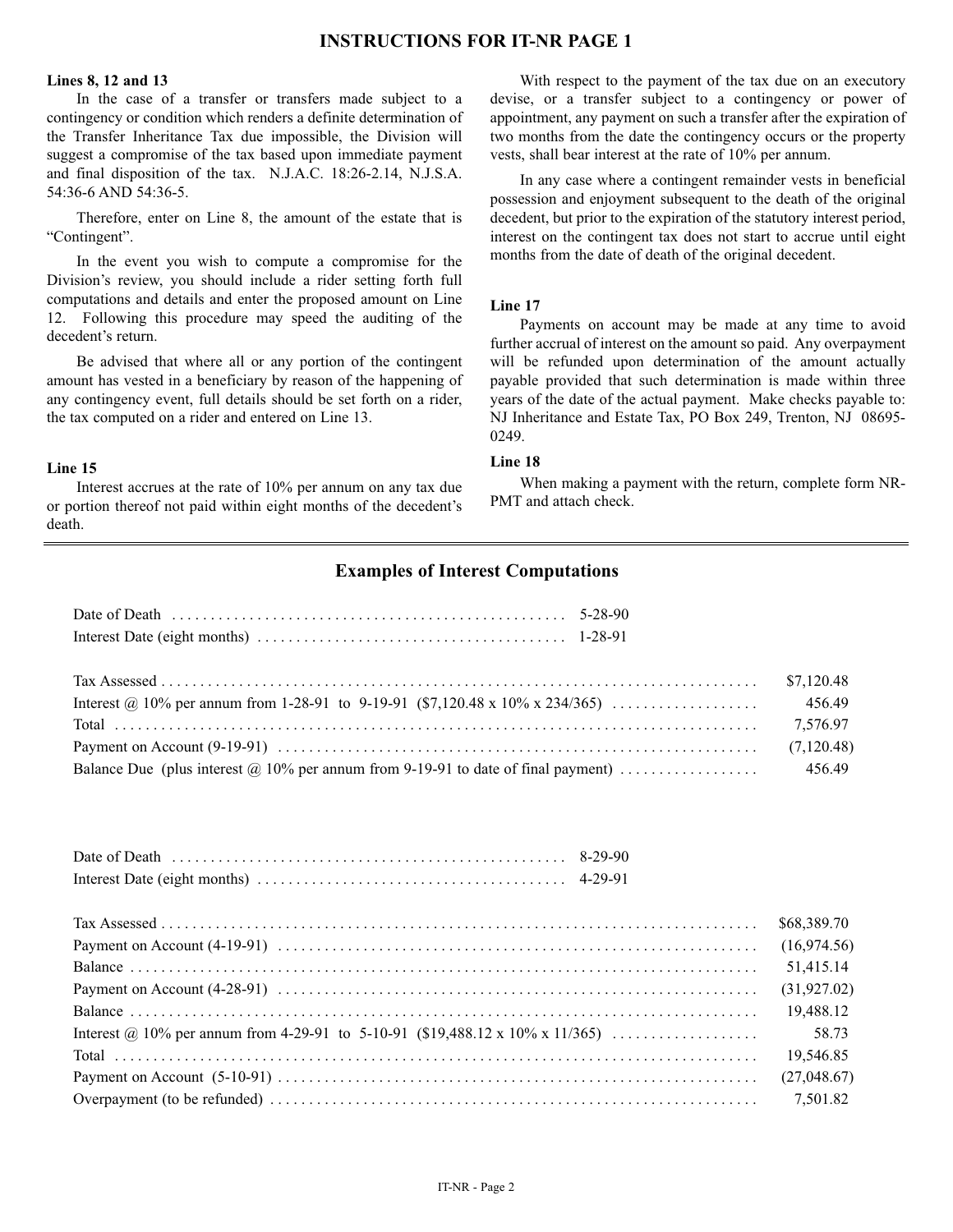# INSTRUCTIONS FOR IT-NR PAGE 1

### Lines 8, 12 and 13

In the case of a transfer or transfers made subject to a contingency or condition which renders a definite determination of the Transfer Inheritance Tax due impossible, the Division will suggest a compromise of the tax based upon immediate payment and final disposition of the tax. N.J.A.C. 18:26-2.14, N.J.S.A. 54:36-6 AND 54:36-5.

Therefore, enter on Line 8, the amount of the estate that is "Contingent".

In the event you wish to compute a compromise for the Division's review, you should include a rider setting forth full computations and details and enter the proposed amount on Line 12. Following this procedure may speed the auditing of the decedent's return.

Be advised that where all or any portion of the contingent amount has vested in a beneficiary by reason of the happening of any contingency event, full details should be set forth on a rider, the tax computed on a rider and entered on Line 13.

### Line 15

Interest accrues at the rate of 10% per annum on any tax due or portion thereof not paid within eight months of the decedent's death.

With respect to the payment of the tax due on an executory devise, or a transfer subject to a contingency or power of appointment, any payment on such a transfer after the expiration of two months from the date the contingency occurs or the property vests, shall bear interest at the rate of 10% per annum.

In any case where a contingent remainder vests in beneficial possession and enjoyment subsequent to the death of the original decedent, but prior to the expiration of the statutory interest period, interest on the contingent tax does not start to accrue until eight months from the date of death of the original decedent.

### Line 17

Payments on account may be made at any time to avoid further accrual of interest on the amount so paid. Any overpayment will be refunded upon determination of the amount actually payable provided that such determination is made within three years of the date of the actual payment. Make checks payable to: NJ Inheritance and Estate Tax, PO Box 249, Trenton, NJ 08695-0249.

### Line 18

When making a payment with the return, complete form NR-PMT and attach check.

## Examples of Interest Computations

| | |
|---|---|
| Date of Death | 5-28-90 |
| Interest Date (eight months) | 1-28-91 |

| | |
|---|---|
| Tax Assessed | $7,120.48 |
| Interest @ 10% per annum from 1-28-91 to 9-19-91 ($7,120.48 x 10% x 234/365) | 456.49 |
| Total | 7,576.97 |
| Payment on Account (9-19-91) | (7,120.48) |
| Balance Due (plus interest @ 10% per annum from 9-19-91 to date of final payment) | 456.49 |

| | |
|---|---|
| Date of Death | 8-29-90 |
| Interest Date (eight months) | 4-29-91 |

| | |
|---|---|
| Tax Assessed | $68,389.70 |
| Payment on Account (4-19-91) | (16,974.56) |
| Balance | 51,415.14 |
| Payment on Account (4-28-91) | (31,927.02) |
| Balance | 19,488.12 |
| Interest @ 10% per annum from 4-29-91 to 5-10-91 ($19,488.12 x 10% x 11/365) | 58.73 |
| Total | 19,546.85 |
| Payment on Account (5-10-91) | (27,048.67) |
| Overpayment (to be refunded) | 7,501.82 |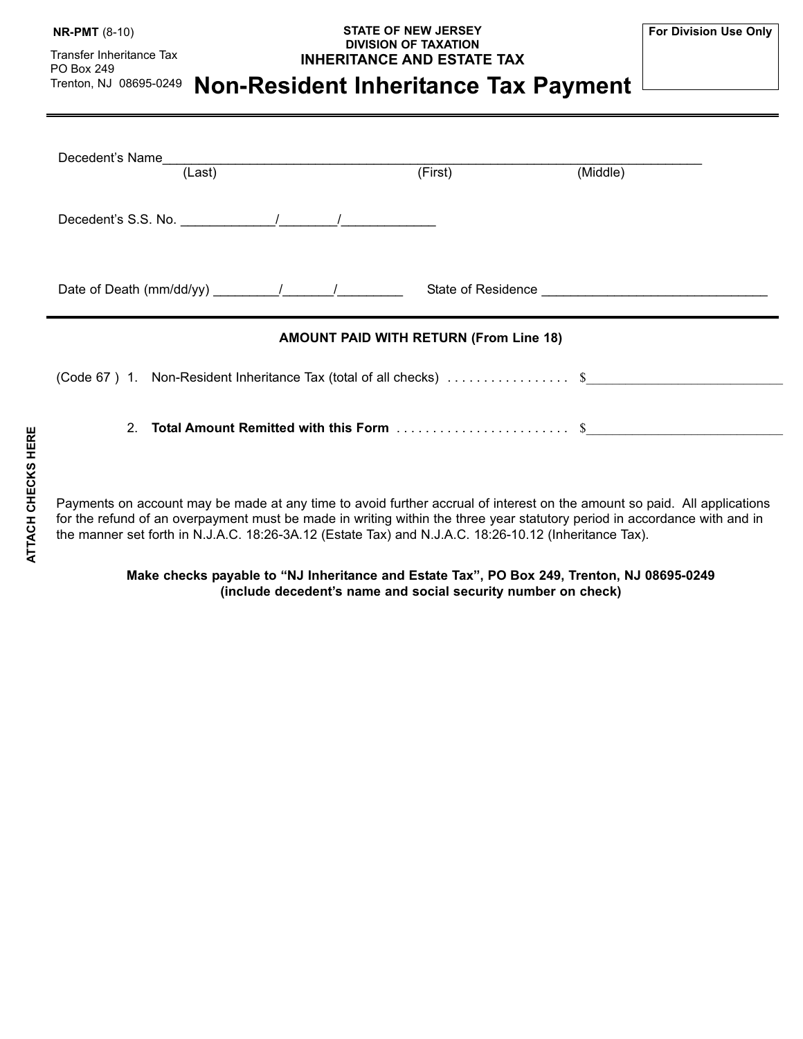**NR-PMT** (8-10)

Transfer Inheritance Tax
PO Box 249
Trenton, NJ 08695-0249

**STATE OF NEW JERSEY**
**DIVISION OF TAXATION**
**INHERITANCE AND ESTATE TAX**

# Non-Resident Inheritance Tax Payment

**For Division Use Only**

---

Decedent's Name_______________________________________________
(Last) (First) (Middle)

Decedent's S.S. No. ____________/________/____________

Date of Death (mm/dd/yy) ________/_______/________ State of Residence ______________________________

---

**AMOUNT PAID WITH RETURN (From Line 18)**

(Code 67 ) 1. Non-Resident Inheritance Tax (total of all checks) . . . . . . . . . . . . . . . . . $___________________________

2. **Total Amount Remitted with this Form** . . . . . . . . . . . . . . . . . . . . . . . . $___________________________

**ATTACH CHECKS HERE**

Payments on account may be made at any time to avoid further accrual of interest on the amount so paid. All applications for the refund of an overpayment must be made in writing within the three year statutory period in accordance with and in the manner set forth in N.J.A.C. 18:26-3A.12 (Estate Tax) and N.J.A.C. 18:26-10.12 (Inheritance Tax).

**Make checks payable to "NJ Inheritance and Estate Tax", PO Box 249, Trenton, NJ 08695-0249**
**(include decedent's name and social security number on check)**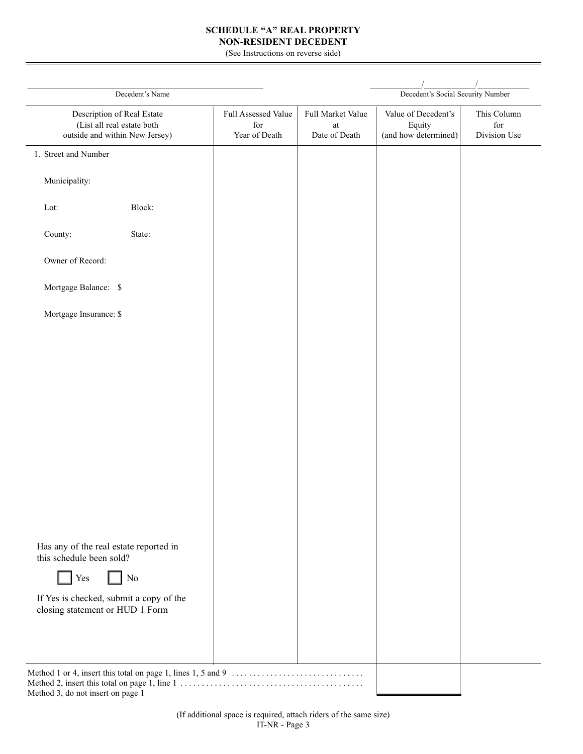# SCHEDULE "A" REAL PROPERTY
## NON-RESIDENT DECEDENT

(See Instructions on reverse side)

______________________________
Decedent's Name

_____/_____/_____
Decedent's Social Security Number

| Description of Real Estate (List all real estate both outside and within New Jersey) | Full Assessed Value for Year of Death | Full Market Value at Date of Death | Value of Decedent's Equity (and how determined) | This Column for Division Use |
|---|---|---|---|---|
| 1. Street and Number<br><br>Municipality:<br><br>Lot: Block:<br><br>County: State:<br><br>Owner of Record:<br><br>Mortgage Balance: $<br><br>Mortgage Insurance: $ | | | | |
| Has any of the real estate reported in this schedule been sold?<br><br>☐ Yes ☐ No<br><br>If Yes is checked, submit a copy of the closing statement or HUD 1 Form | | | | |

Method 1 or 4, insert this total on page 1, lines 1, 5 and 9 ...............................
Method 2, insert this total on page 1, line 1 ..........................................
Method 3, do not insert on page 1

(If additional space is required, attach riders of the same size)

IT-NR - Page 3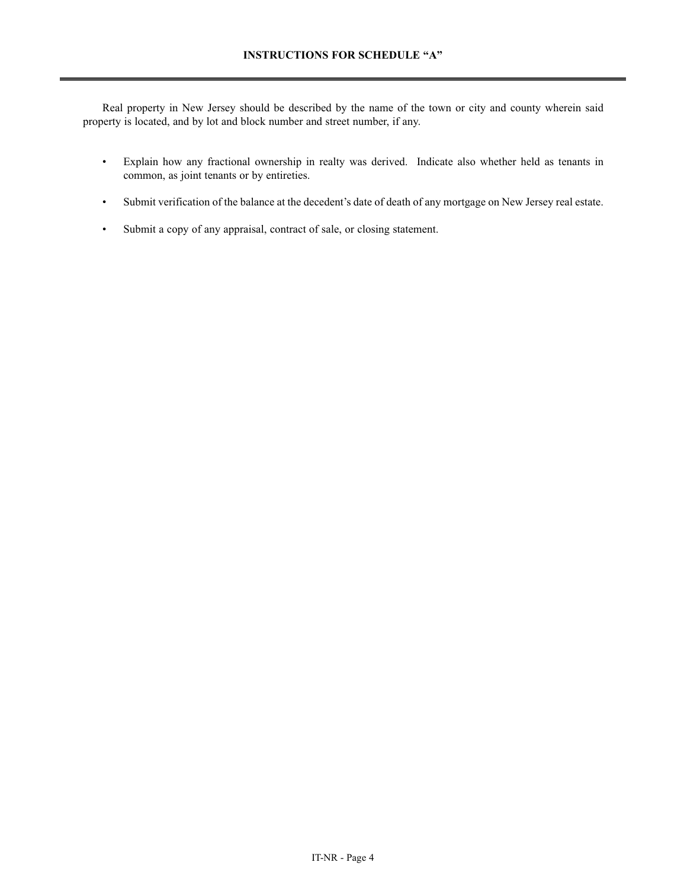## INSTRUCTIONS FOR SCHEDULE "A"

Real property in New Jersey should be described by the name of the town or city and county wherein said property is located, and by lot and block number and street number, if any.

- Explain how any fractional ownership in realty was derived. Indicate also whether held as tenants in common, as joint tenants or by entireties.
- Submit verification of the balance at the decedent's date of death of any mortgage on New Jersey real estate.
- Submit a copy of any appraisal, contract of sale, or closing statement.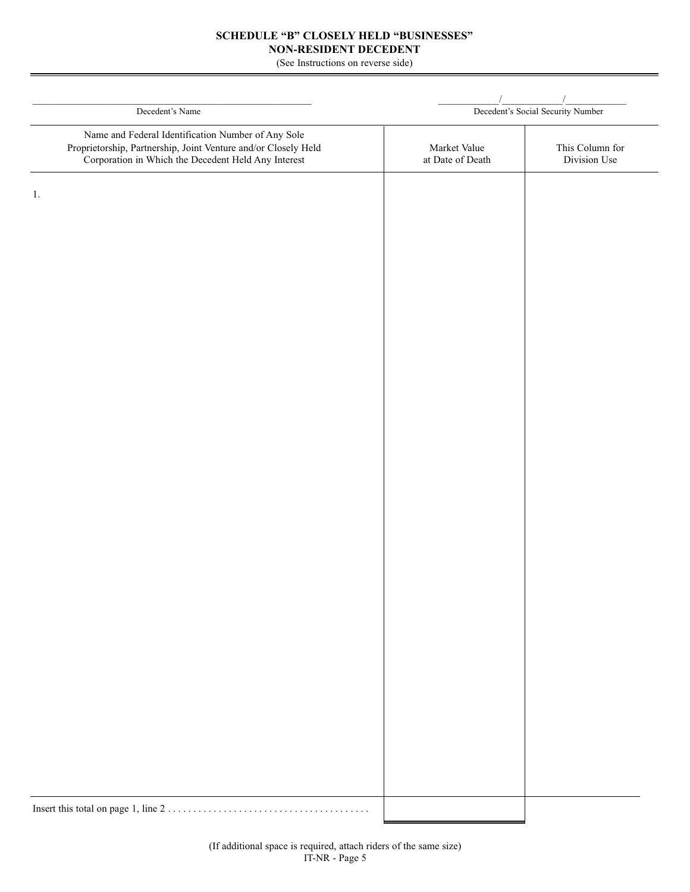**SCHEDULE "B" CLOSELY HELD "BUSINESSES"**
**NON-RESIDENT DECEDENT**

(See Instructions on reverse side)

______________________________ Decedent's Name

_______/_______/_______ Decedent's Social Security Number

| Name and Federal Identification Number of Any Sole Proprietorship, Partnership, Joint Venture and/or Closely Held Corporation in Which the Decedent Held Any Interest | Market Value at Date of Death | This Column for Division Use |
|---|---|---|
| 1. | | |
| Insert this total on page 1, line 2 . . . . . . . . . . . . . . . . . . . . . . . . . . . . . . . . . . . . . . . . | | |

(If additional space is required, attach riders of the same size)

IT-NR - Page 5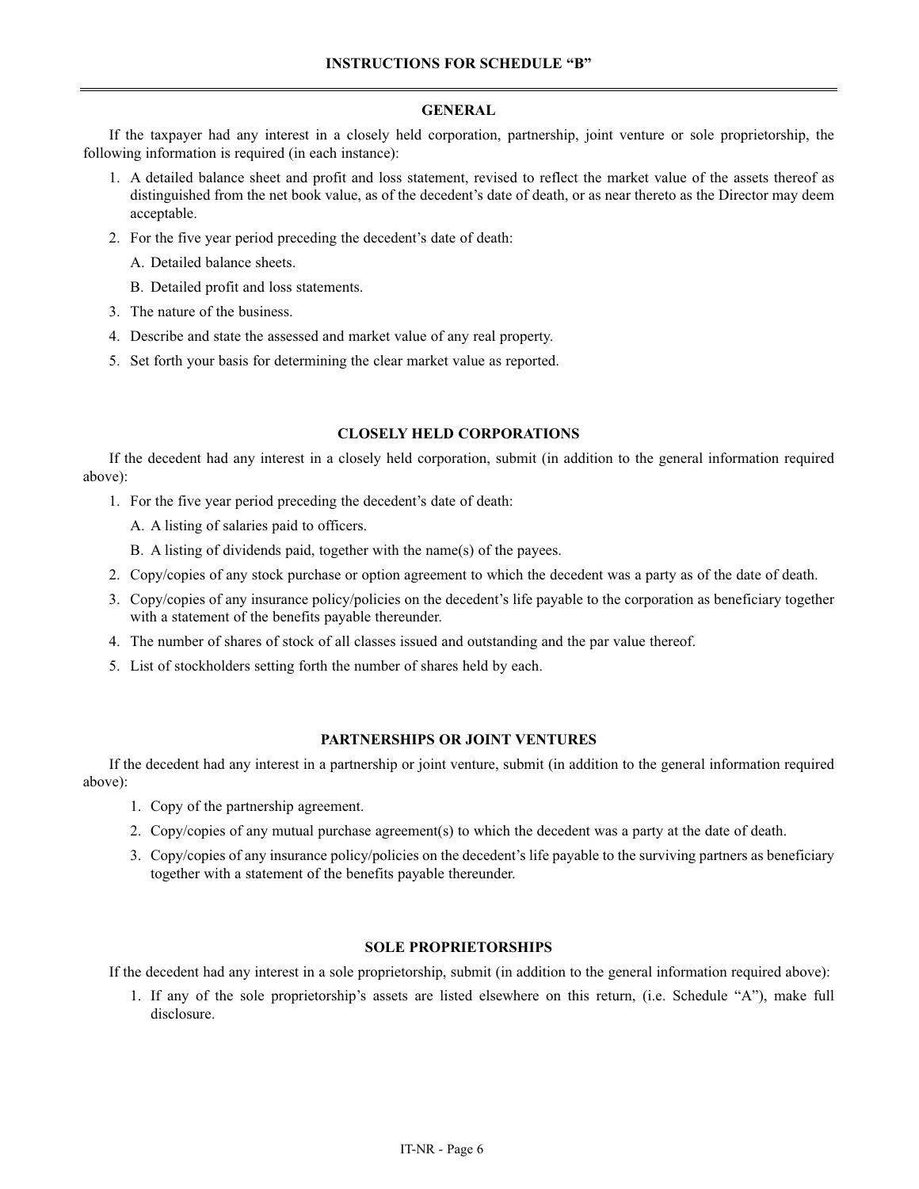## INSTRUCTIONS FOR SCHEDULE "B"

### GENERAL

If the taxpayer had any interest in a closely held corporation, partnership, joint venture or sole proprietorship, the following information is required (in each instance):

1. A detailed balance sheet and profit and loss statement, revised to reflect the market value of the assets thereof as distinguished from the net book value, as of the decedent's date of death, or as near thereto as the Director may deem acceptable.
2. For the five year period preceding the decedent's date of death:
   - A. Detailed balance sheets.
   - B. Detailed profit and loss statements.
3. The nature of the business.
4. Describe and state the assessed and market value of any real property.
5. Set forth your basis for determining the clear market value as reported.

### CLOSELY HELD CORPORATIONS

If the decedent had any interest in a closely held corporation, submit (in addition to the general information required above):

1. For the five year period preceding the decedent's date of death:
   - A. A listing of salaries paid to officers.
   - B. A listing of dividends paid, together with the name(s) of the payees.
2. Copy/copies of any stock purchase or option agreement to which the decedent was a party as of the date of death.
3. Copy/copies of any insurance policy/policies on the decedent's life payable to the corporation as beneficiary together with a statement of the benefits payable thereunder.
4. The number of shares of stock of all classes issued and outstanding and the par value thereof.
5. List of stockholders setting forth the number of shares held by each.

### PARTNERSHIPS OR JOINT VENTURES

If the decedent had any interest in a partnership or joint venture, submit (in addition to the general information required above):

1. Copy of the partnership agreement.
2. Copy/copies of any mutual purchase agreement(s) to which the decedent was a party at the date of death.
3. Copy/copies of any insurance policy/policies on the decedent's life payable to the surviving partners as beneficiary together with a statement of the benefits payable thereunder.

### SOLE PROPRIETORSHIPS

If the decedent had any interest in a sole proprietorship, submit (in addition to the general information required above):

1. If any of the sole proprietorship's assets are listed elsewhere on this return, (i.e. Schedule "A"), make full disclosure.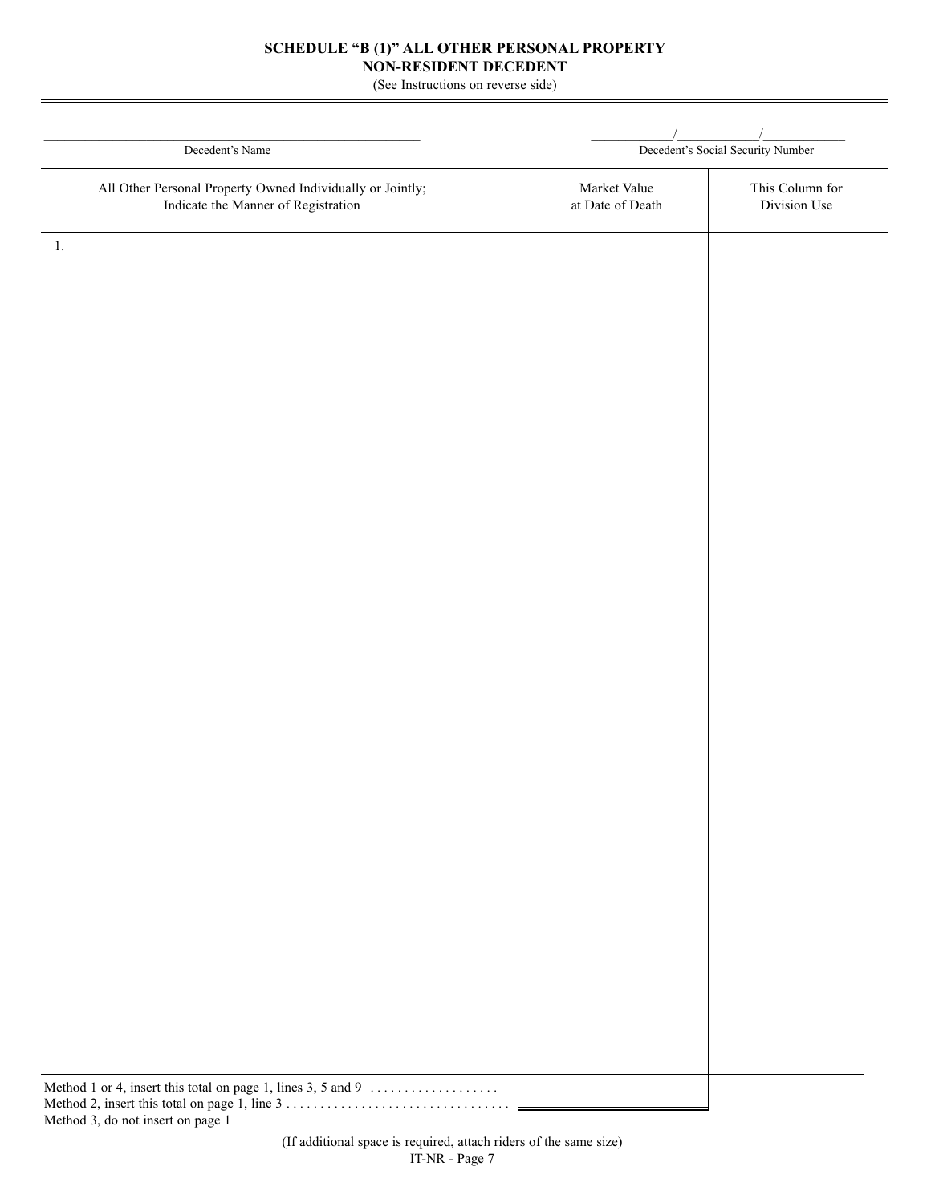**SCHEDULE "B (1)" ALL OTHER PERSONAL PROPERTY**
**NON-RESIDENT DECEDENT**

(See Instructions on reverse side)

_______________________________________________
Decedent's Name

____________/____________/____________
Decedent's Social Security Number

| All Other Personal Property Owned Individually or Jointly; Indicate the Manner of Registration | Market Value at Date of Death | This Column for Division Use |
|---|---|---|
| 1. | | |
| Method 1 or 4, insert this total on page 1, lines 3, 5 and 9 ...................<br>Method 2, insert this total on page 1, line 3 .................................<br>Method 3, do not insert on page 1 | | |

(If additional space is required, attach riders of the same size)

IT-NR - Page 7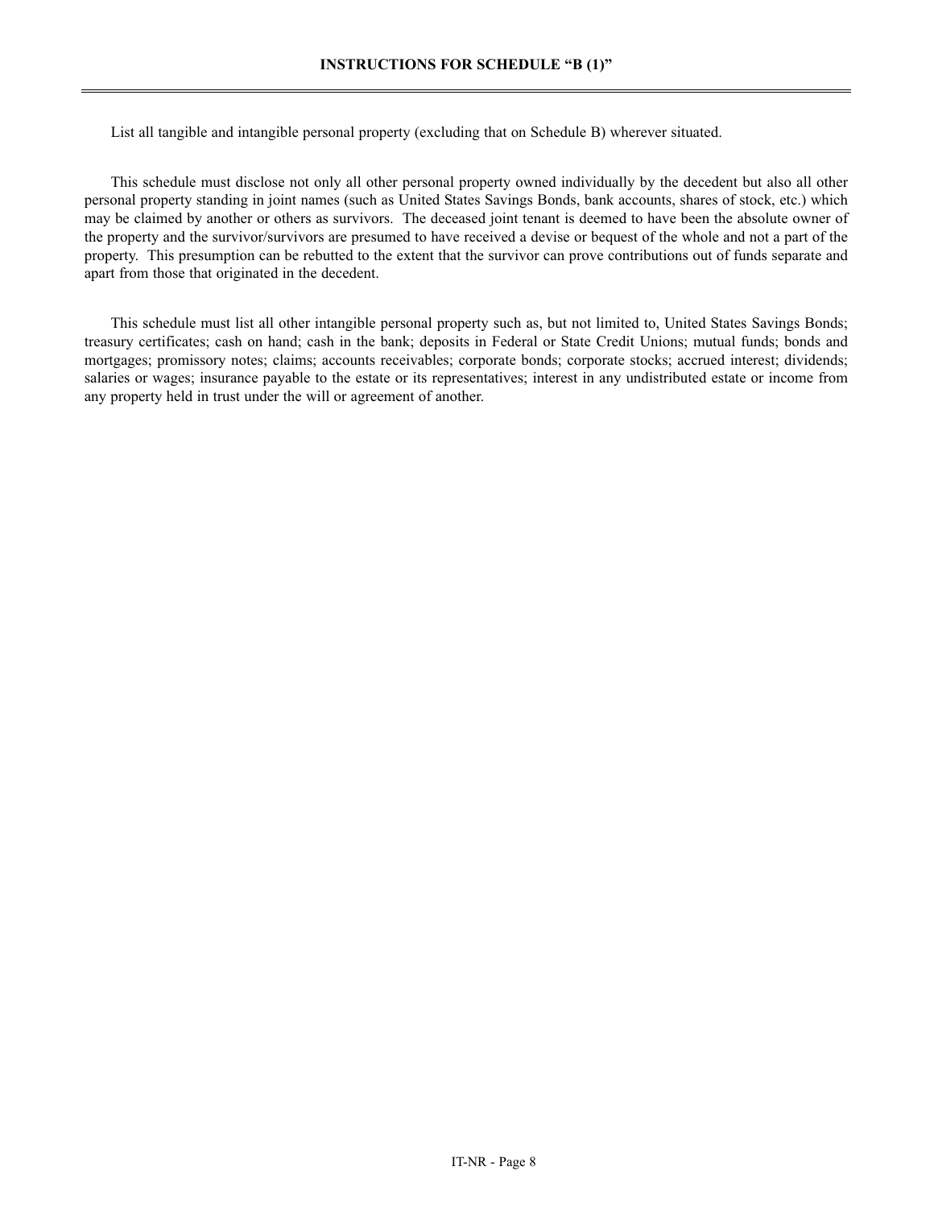## INSTRUCTIONS FOR SCHEDULE "B (1)"

List all tangible and intangible personal property (excluding that on Schedule B) wherever situated.

This schedule must disclose not only all other personal property owned individually by the decedent but also all other personal property standing in joint names (such as United States Savings Bonds, bank accounts, shares of stock, etc.) which may be claimed by another or others as survivors. The deceased joint tenant is deemed to have been the absolute owner of the property and the survivor/survivors are presumed to have received a devise or bequest of the whole and not a part of the property. This presumption can be rebutted to the extent that the survivor can prove contributions out of funds separate and apart from those that originated in the decedent.

This schedule must list all other intangible personal property such as, but not limited to, United States Savings Bonds; treasury certificates; cash on hand; cash in the bank; deposits in Federal or State Credit Unions; mutual funds; bonds and mortgages; promissory notes; claims; accounts receivables; corporate bonds; corporate stocks; accrued interest; dividends; salaries or wages; insurance payable to the estate or its representatives; interest in any undistributed estate or income from any property held in trust under the will or agreement of another.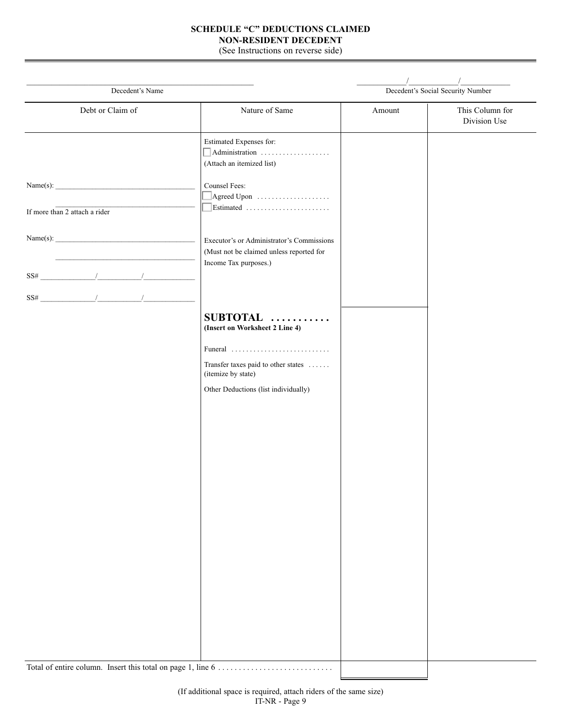# SCHEDULE "C" DEDUCTIONS CLAIMED
## NON-RESIDENT DECEDENT

(See Instructions on reverse side)

_______________________________________ Decedent's Name

________/________/________ Decedent's Social Security Number

| Debt or Claim of | Nature of Same | Amount | This Column for Division Use |
|---|---|---|---|
| | Estimated Expenses for: ☐ Administration .................. (Attach an itemized list) | | |
| Name(s): ______________________ ______________________ If more than 2 attach a rider | Counsel Fees: ☐ Agreed Upon .................... ☐ Estimated ....................... | | |
| Name(s): ______________________ ______________________ SS# ________/________/________ SS# ________/________/________ | Executor's or Administrator's Commissions (Must not be claimed unless reported for Income Tax purposes.) | | |
| | **SUBTOTAL ...........** **(Insert on Worksheet 2 Line 4)** | | |
| | Funeral .......................... | | |
| | Transfer taxes paid to other states ...... (itemize by state) | | |
| | Other Deductions (list individually) | | |
| Total of entire column. Insert this total on page 1, line 6 ............................ | | | |

(If additional space is required, attach riders of the same size)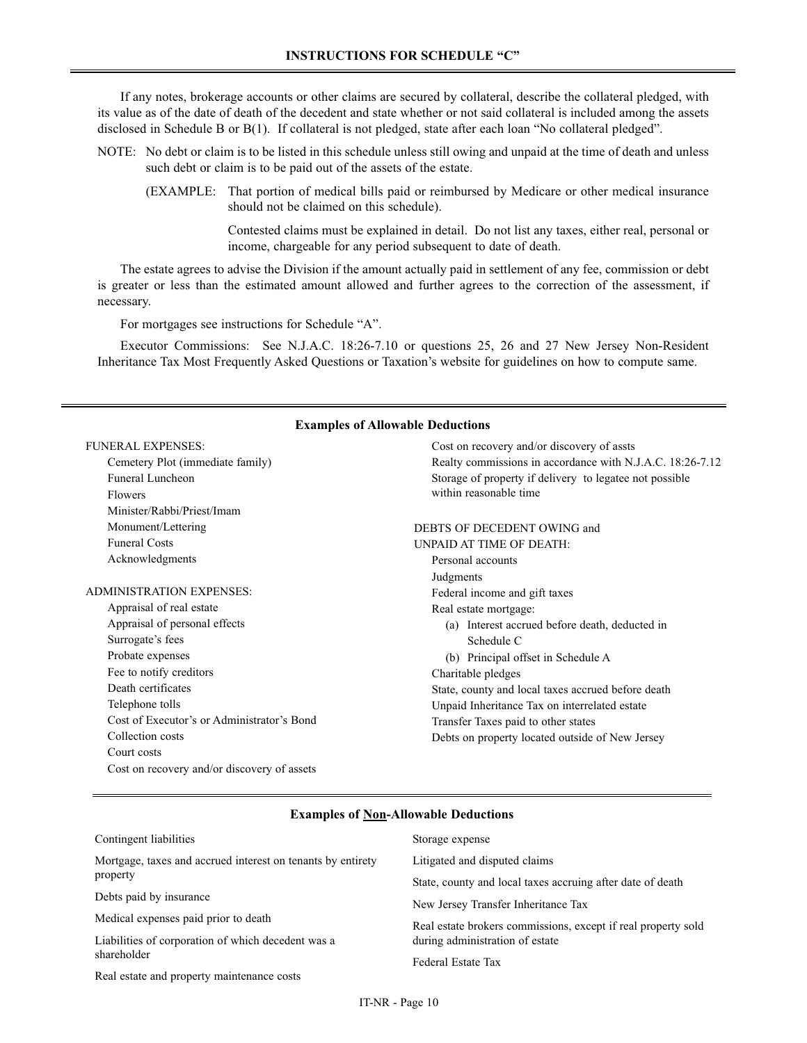## INSTRUCTIONS FOR SCHEDULE "C"

If any notes, brokerage accounts or other claims are secured by collateral, describe the collateral pledged, with its value as of the date of death of the decedent and state whether or not said collateral is included among the assets disclosed in Schedule B or B(1). If collateral is not pledged, state after each loan "No collateral pledged".

NOTE: No debt or claim is to be listed in this schedule unless still owing and unpaid at the time of death and unless such debt or claim is to be paid out of the assets of the estate.

(EXAMPLE: That portion of medical bills paid or reimbursed by Medicare or other medical insurance should not be claimed on this schedule).

Contested claims must be explained in detail. Do not list any taxes, either real, personal or income, chargeable for any period subsequent to date of death.

The estate agrees to advise the Division if the amount actually paid in settlement of any fee, commission or debt is greater or less than the estimated amount allowed and further agrees to the correction of the assessment, if necessary.

For mortgages see instructions for Schedule "A".

Executor Commissions: See N.J.A.C. 18:26-7.10 or questions 25, 26 and 27 New Jersey Non-Resident Inheritance Tax Most Frequently Asked Questions or Taxation's website for guidelines on how to compute same.

### Examples of Allowable Deductions

FUNERAL EXPENSES:
- Cemetery Plot (immediate family)
- Funeral Luncheon
- Flowers
- Minister/Rabbi/Priest/Imam
- Monument/Lettering
- Funeral Costs
- Acknowledgments

ADMINISTRATION EXPENSES:
- Appraisal of real estate
- Appraisal of personal effects
- Surrogate's fees
- Probate expenses
- Fee to notify creditors
- Death certificates
- Telephone tolls
- Cost of Executor's or Administrator's Bond
- Collection costs
- Court costs
- Cost on recovery and/or discovery of assets
- Cost on recovery and/or discovery of assts
- Realty commissions in accordance with N.J.A.C. 18:26-7.12
- Storage of property if delivery to legatee not possible within reasonable time

DEBTS OF DECEDENT OWING and UNPAID AT TIME OF DEATH:
- Personal accounts
- Judgments
- Federal income and gift taxes
- Real estate mortgage:
  - (a) Interest accrued before death, deducted in Schedule C
  - (b) Principal offset in Schedule A
- Charitable pledges
- State, county and local taxes accrued before death
- Unpaid Inheritance Tax on interrelated estate
- Transfer Taxes paid to other states
- Debts on property located outside of New Jersey

### Examples of <u>Non</u>-Allowable Deductions

- Contingent liabilities
- Mortgage, taxes and accrued interest on tenants by entirety property
- Debts paid by insurance
- Medical expenses paid prior to death
- Liabilities of corporation of which decedent was a shareholder
- Real estate and property maintenance costs
- Storage expense
- Litigated and disputed claims
- State, county and local taxes accruing after date of death
- New Jersey Transfer Inheritance Tax
- Real estate brokers commissions, except if real property sold during administration of estate
- Federal Estate Tax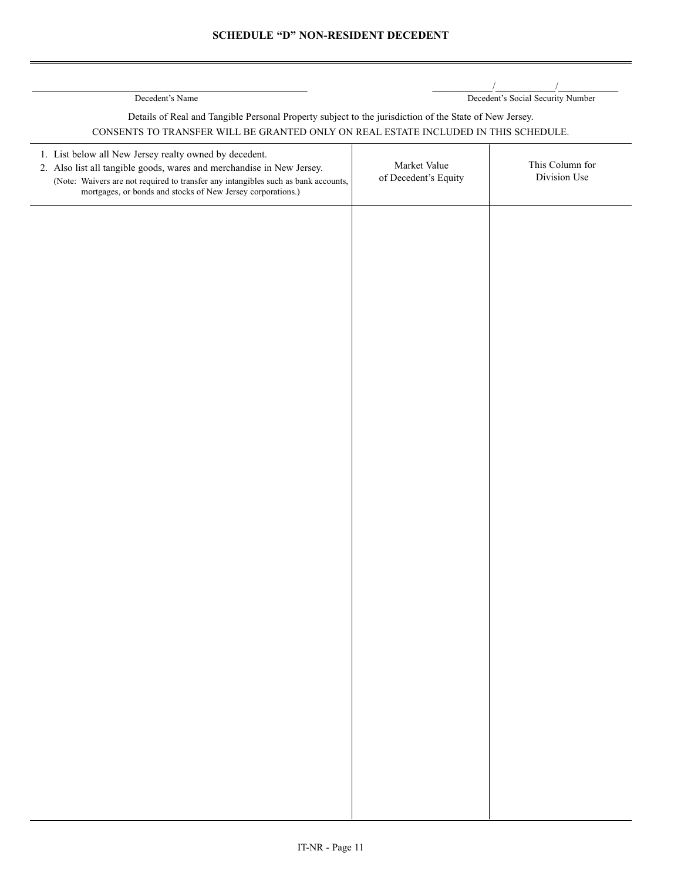# SCHEDULE "D" NON-RESIDENT DECEDENT

\_\_\_\_\_\_\_\_\_\_\_\_\_\_\_\_\_\_\_\_\_\_\_\_\_\_\_\_\_\_\_\_\_\_\_\_\_\_\_\_
Decedent's Name

\_\_\_\_\_\_\_\_/\_\_\_\_\_\_\_\_/\_\_\_\_\_\_\_\_
Decedent's Social Security Number

Details of Real and Tangible Personal Property subject to the jurisdiction of the State of New Jersey.

CONSENTS TO TRANSFER WILL BE GRANTED ONLY ON REAL ESTATE INCLUDED IN THIS SCHEDULE.

| 1. List below all New Jersey realty owned by decedent.<br>2. Also list all tangible goods, wares and merchandise in New Jersey.<br>(Note: Waivers are not required to transfer any intangibles such as bank accounts, mortgages, or bonds and stocks of New Jersey corporations.) | Market Value of Decedent's Equity | This Column for Division Use |
|---|---|---|
| | | |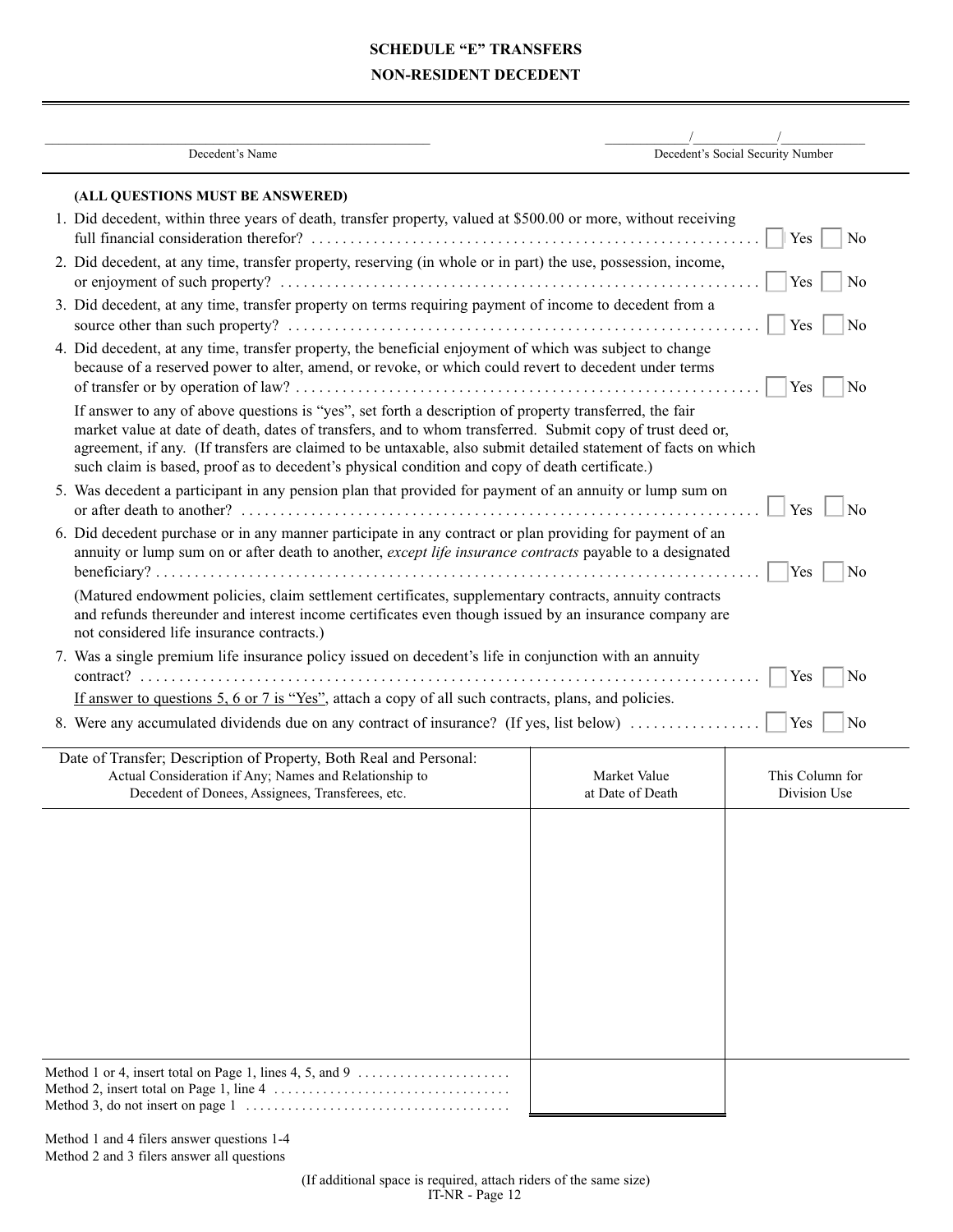# SCHEDULE "E" TRANSFERS

## NON-RESIDENT DECEDENT

______________________________ Decedent's Name

_______/_______/_______ Decedent's Social Security Number

**(ALL QUESTIONS MUST BE ANSWERED)**

1. Did decedent, within three years of death, transfer property, valued at $500.00 or more, without receiving full financial consideration therefor? . . . . . ☐ Yes ☐ No
2. Did decedent, at any time, transfer property, reserving (in whole or in part) the use, possession, income, or enjoyment of such property? . . . . . ☐ Yes ☐ No
3. Did decedent, at any time, transfer property on terms requiring payment of income to decedent from a source other than such property? . . . . . ☐ Yes ☐ No
4. Did decedent, at any time, transfer property, the beneficial enjoyment of which was subject to change because of a reserved power to alter, amend, or revoke, or which could revert to decedent under terms of transfer or by operation of law? . . . . . ☐ Yes ☐ No

   If answer to any of above questions is "yes", set forth a description of property transferred, the fair market value at date of death, dates of transfers, and to whom transferred. Submit copy of trust deed or, agreement, if any. (If transfers are claimed to be untaxable, also submit detailed statement of facts on which such claim is based, proof as to decedent's physical condition and copy of death certificate.)

5. Was decedent a participant in any pension plan that provided for payment of an annuity or lump sum on or after death to another? . . . . . ☐ Yes ☐ No
6. Did decedent purchase or in any manner participate in any contract or plan providing for payment of an annuity or lump sum on or after death to another, *except life insurance contracts* payable to a designated beneficiary? . . . . . ☐ Yes ☐ No

   (Matured endowment policies, claim settlement certificates, supplementary contracts, annuity contracts and refunds thereunder and interest income certificates even though issued by an insurance company are not considered life insurance contracts.)

7. Was a single premium life insurance policy issued on decedent's life in conjunction with an annuity contract? . . . . . ☐ Yes ☐ No

   <u>If answer to questions 5, 6 or 7 is "Yes"</u>, attach a copy of all such contracts, plans, and policies.

8. Were any accumulated dividends due on any contract of insurance? (If yes, list below) . . . . . ☐ Yes ☐ No

| Date of Transfer; Description of Property, Both Real and Personal: Actual Consideration if Any; Names and Relationship to Decedent of Donees, Assignees, Transferees, etc. | Market Value at Date of Death | This Column for Division Use |
|---|---|---|
| | | |
| Method 1 or 4, insert total on Page 1, lines 4, 5, and 9 . . . . .<br>Method 2, insert total on Page 1, line 4 . . . . .<br>Method 3, do not insert on page 1 . . . . . | | |

Method 1 and 4 filers answer questions 1-4
Method 2 and 3 filers answer all questions

(If additional space is required, attach riders of the same size)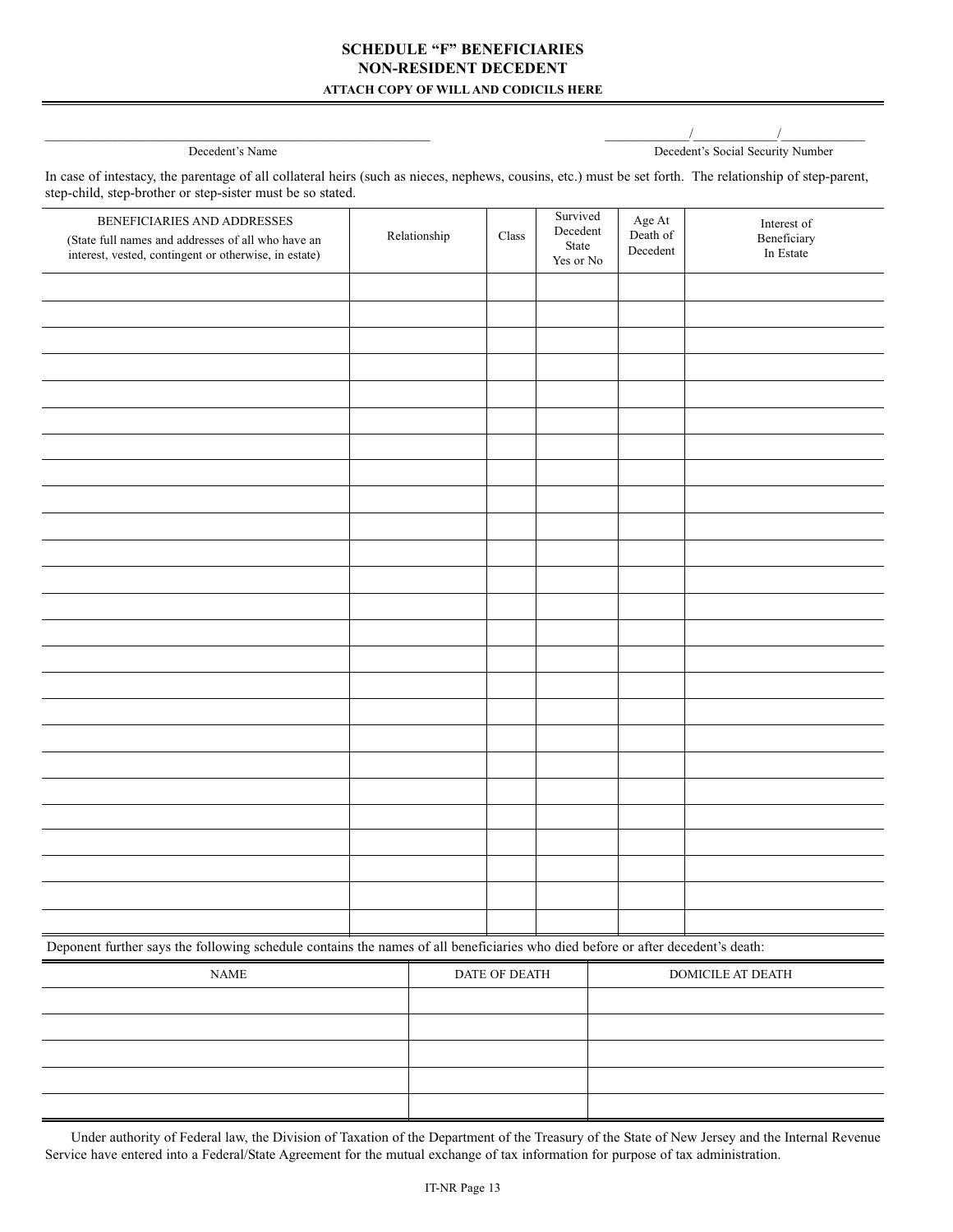# SCHEDULE "F" BENEFICIARIES
## NON-RESIDENT DECEDENT
### ATTACH COPY OF WILL AND CODICILS HERE

______________________________ Decedent's Name

_______/_______/_______ Decedent's Social Security Number

In case of intestacy, the parentage of all collateral heirs (such as nieces, nephews, cousins, etc.) must be set forth. The relationship of step-parent, step-child, step-brother or step-sister must be so stated.

| BENEFICIARIES AND ADDRESSES (State full names and addresses of all who have an interest, vested, contingent or otherwise, in estate) | Relationship | Class | Survived Decedent State Yes or No | Age At Death of Decedent | Interest of Beneficiary In Estate |
|---|---|---|---|---|---|
| | | | | | |
| | | | | | |
| | | | | | |
| | | | | | |
| | | | | | |
| | | | | | |
| | | | | | |
| | | | | | |
| | | | | | |
| | | | | | |
| | | | | | |
| | | | | | |
| | | | | | |
| | | | | | |
| | | | | | |
| | | | | | |
| | | | | | |
| | | | | | |
| | | | | | |
| | | | | | |
| | | | | | |
| | | | | | |
| | | | | | |
| | | | | | |
| | | | | | |

Deponent further says the following schedule contains the names of all beneficiaries who died before or after decedent's death:

| NAME | DATE OF DEATH | DOMICILE AT DEATH |
|---|---|---|
| | | |
| | | |
| | | |
| | | |
| | | |

Under authority of Federal law, the Division of Taxation of the Department of the Treasury of the State of New Jersey and the Internal Revenue Service have entered into a Federal/State Agreement for the mutual exchange of tax information for purpose of tax administration.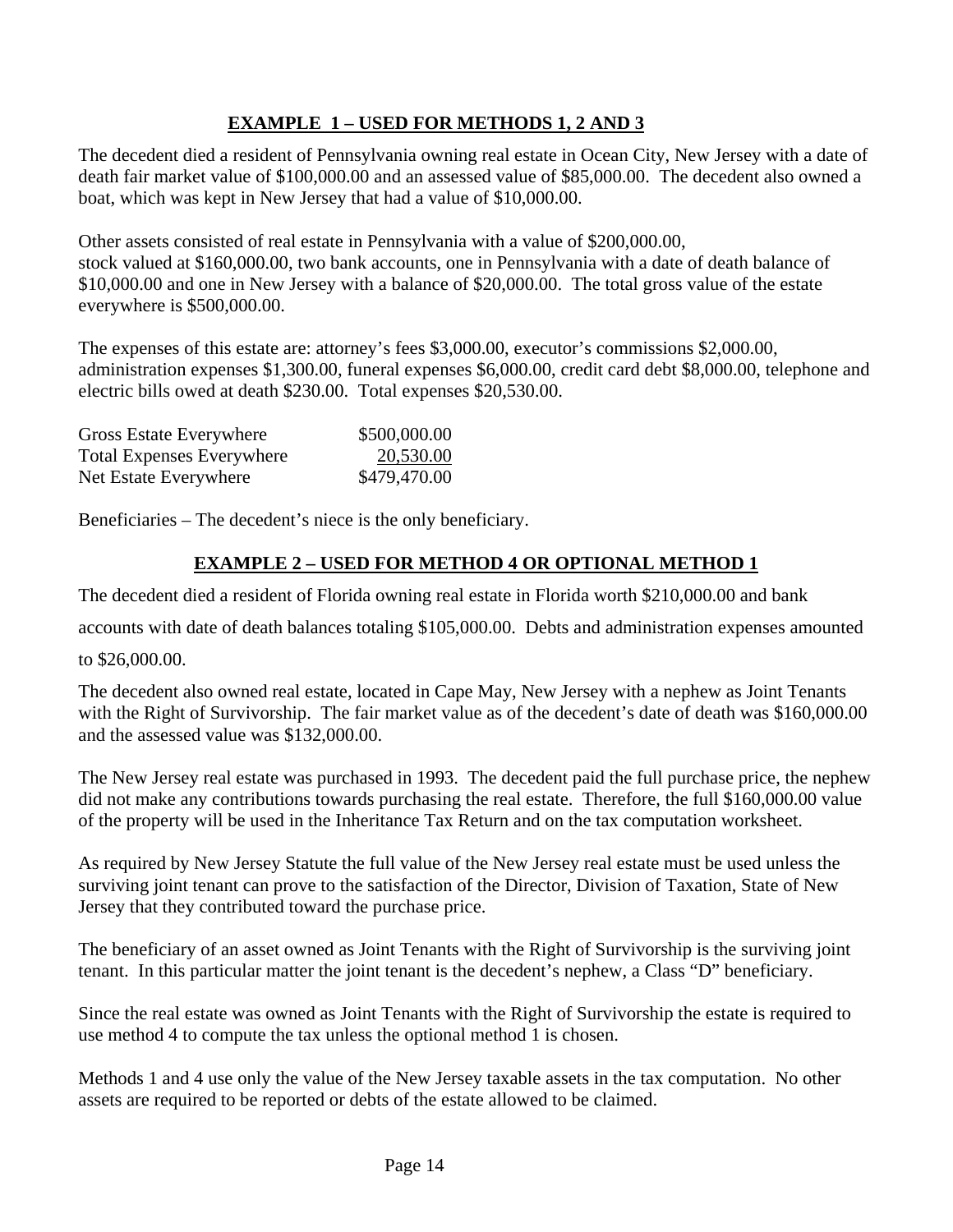## EXAMPLE 1 – USED FOR METHODS 1, 2 AND 3

The decedent died a resident of Pennsylvania owning real estate in Ocean City, New Jersey with a date of death fair market value of $100,000.00 and an assessed value of $85,000.00. The decedent also owned a boat, which was kept in New Jersey that had a value of $10,000.00.

Other assets consisted of real estate in Pennsylvania with a value of $200,000.00, stock valued at $160,000.00, two bank accounts, one in Pennsylvania with a date of death balance of $10,000.00 and one in New Jersey with a balance of $20,000.00. The total gross value of the estate everywhere is $500,000.00.

The expenses of this estate are: attorney's fees $3,000.00, executor's commissions $2,000.00, administration expenses $1,300.00, funeral expenses $6,000.00, credit card debt $8,000.00, telephone and electric bills owed at death $230.00. Total expenses $20,530.00.

| | |
|---|---|
| Gross Estate Everywhere | $500,000.00 |
| Total Expenses Everywhere | 20,530.00 |
| Net Estate Everywhere | $479,470.00 |

Beneficiaries – The decedent's niece is the only beneficiary.

## EXAMPLE 2 – USED FOR METHOD 4 OR OPTIONAL METHOD 1

The decedent died a resident of Florida owning real estate in Florida worth $210,000.00 and bank accounts with date of death balances totaling $105,000.00. Debts and administration expenses amounted to $26,000.00.

The decedent also owned real estate, located in Cape May, New Jersey with a nephew as Joint Tenants with the Right of Survivorship. The fair market value as of the decedent's date of death was $160,000.00 and the assessed value was $132,000.00.

The New Jersey real estate was purchased in 1993. The decedent paid the full purchase price, the nephew did not make any contributions towards purchasing the real estate. Therefore, the full $160,000.00 value of the property will be used in the Inheritance Tax Return and on the tax computation worksheet.

As required by New Jersey Statute the full value of the New Jersey real estate must be used unless the surviving joint tenant can prove to the satisfaction of the Director, Division of Taxation, State of New Jersey that they contributed toward the purchase price.

The beneficiary of an asset owned as Joint Tenants with the Right of Survivorship is the surviving joint tenant. In this particular matter the joint tenant is the decedent's nephew, a Class "D" beneficiary.

Since the real estate was owned as Joint Tenants with the Right of Survivorship the estate is required to use method 4 to compute the tax unless the optional method 1 is chosen.

Methods 1 and 4 use only the value of the New Jersey taxable assets in the tax computation. No other assets are required to be reported or debts of the estate allowed to be claimed.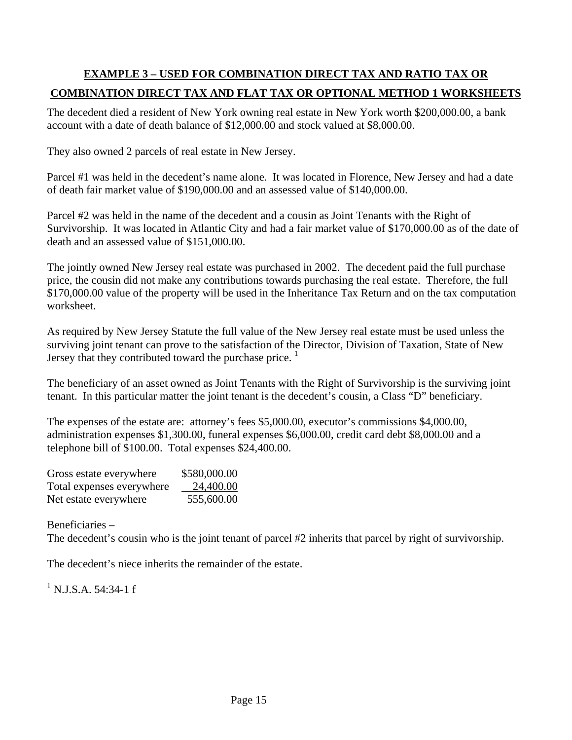## EXAMPLE 3 – USED FOR COMBINATION DIRECT TAX AND RATIO TAX OR COMBINATION DIRECT TAX AND FLAT TAX OR OPTIONAL METHOD 1 WORKSHEETS

The decedent died a resident of New York owning real estate in New York worth $200,000.00, a bank account with a date of death balance of $12,000.00 and stock valued at $8,000.00.

They also owned 2 parcels of real estate in New Jersey.

Parcel #1 was held in the decedent's name alone. It was located in Florence, New Jersey and had a date of death fair market value of $190,000.00 and an assessed value of $140,000.00.

Parcel #2 was held in the name of the decedent and a cousin as Joint Tenants with the Right of Survivorship. It was located in Atlantic City and had a fair market value of $170,000.00 as of the date of death and an assessed value of $151,000.00.

The jointly owned New Jersey real estate was purchased in 2002. The decedent paid the full purchase price, the cousin did not make any contributions towards purchasing the real estate. Therefore, the full $170,000.00 value of the property will be used in the Inheritance Tax Return and on the tax computation worksheet.

As required by New Jersey Statute the full value of the New Jersey real estate must be used unless the surviving joint tenant can prove to the satisfaction of the Director, Division of Taxation, State of New Jersey that they contributed toward the purchase price. [1]

The beneficiary of an asset owned as Joint Tenants with the Right of Survivorship is the surviving joint tenant. In this particular matter the joint tenant is the decedent's cousin, a Class "D" beneficiary.

The expenses of the estate are: attorney's fees $5,000.00, executor's commissions $4,000.00, administration expenses $1,300.00, funeral expenses $6,000.00, credit card debt $8,000.00 and a telephone bill of $100.00. Total expenses $24,400.00.

| | |
|---|---|
| Gross estate everywhere | $580,000.00 |
| Total expenses everywhere | 24,400.00 |
| Net estate everywhere | 555,600.00 |

Beneficiaries –
The decedent's cousin who is the joint tenant of parcel #2 inherits that parcel by right of survivorship.

The decedent's niece inherits the remainder of the estate.

[1] N.J.S.A. 54:34-1 f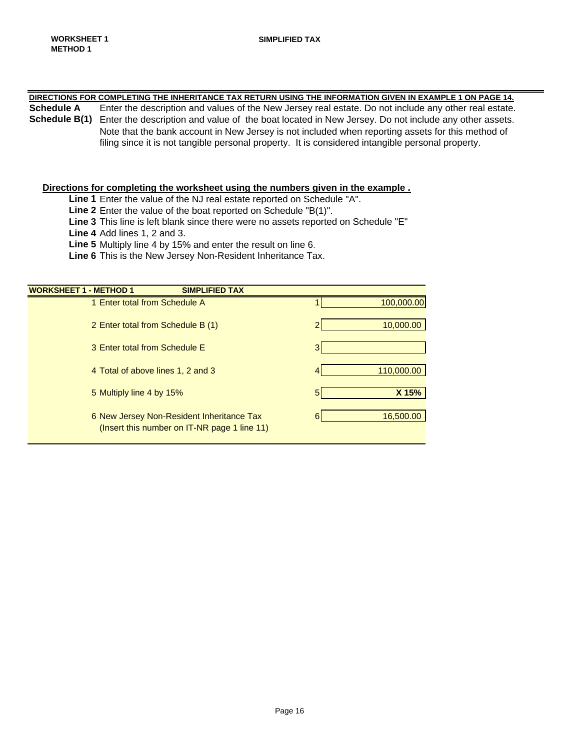**WORKSHEET 1**
**METHOD 1**

**SIMPLIFIED TAX**

**DIRECTIONS FOR COMPLETING THE INHERITANCE TAX RETURN USING THE INFORMATION GIVEN IN EXAMPLE 1 ON PAGE 14.**

**Schedule A** Enter the description and values of the New Jersey real estate. Do not include any other real estate.

**Schedule B(1)** Enter the description and value of the boat located in New Jersey. Do not include any other assets. Note that the bank account in New Jersey is not included when reporting assets for this method of filing since it is not tangible personal property. It is considered intangible personal property.

**Directions for completing the worksheet using the numbers given in the example .**

**Line 1** Enter the value of the NJ real estate reported on Schedule "A".
**Line 2** Enter the value of the boat reported on Schedule "B(1)".
**Line 3** This line is left blank since there were no assets reported on Schedule "E"
**Line 4** Add lines 1, 2 and 3.
**Line 5** Multiply line 4 by 15% and enter the result on line 6.
**Line 6** This is the New Jersey Non-Resident Inheritance Tax.

| **WORKSHEET 1 - METHOD 1** **SIMPLIFIED TAX** | | |
|---|---|---|
| 1 Enter total from Schedule A | 1 | 100,000.00 |
| 2 Enter total from Schedule B (1) | 2 | 10,000.00 |
| 3 Enter total from Schedule E | 3 | |
| 4 Total of above lines 1, 2 and 3 | 4 | 110,000.00 |
| 5 Multiply line 4 by 15% | 5 | **X 15%** |
| 6 New Jersey Non-Resident Inheritance Tax (Insert this number on IT-NR page 1 line 11) | 6 | 16,500.00 |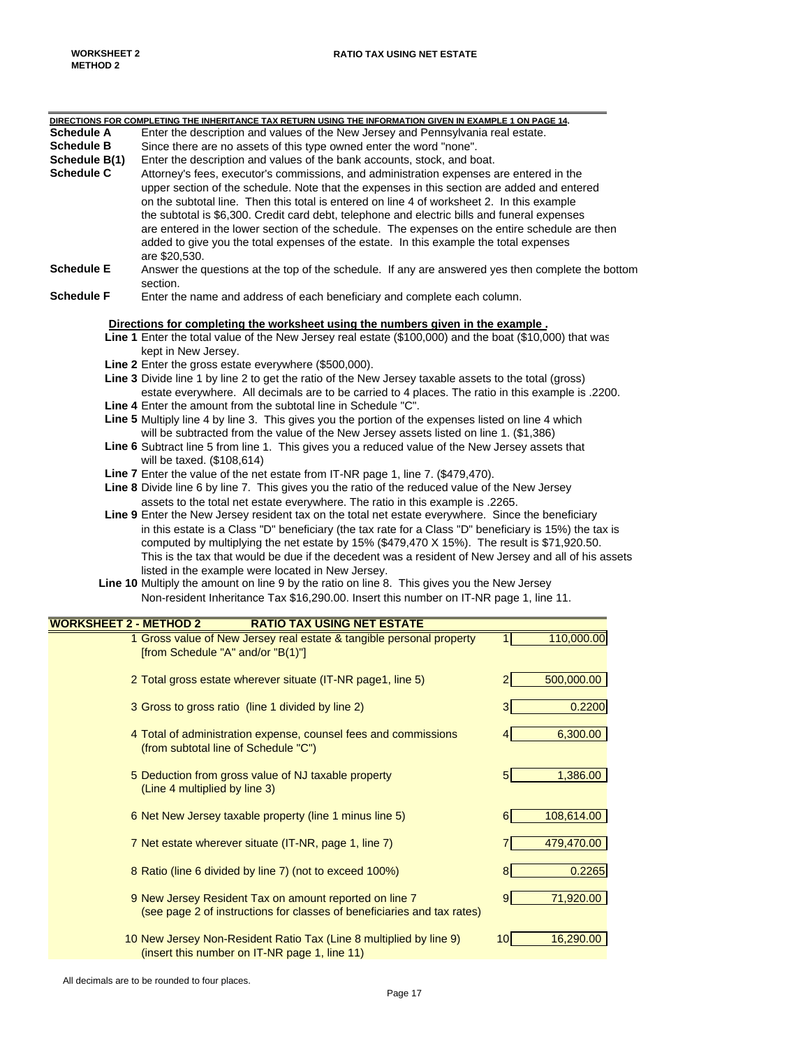**WORKSHEET 2**
**METHOD 2**

**RATIO TAX USING NET ESTATE**

**DIRECTIONS FOR COMPLETING THE INHERITANCE TAX RETURN USING THE INFORMATION GIVEN IN EXAMPLE 1 ON PAGE 14.**

**Schedule A** Enter the description and values of the New Jersey and Pennsylvania real estate.

**Schedule B** Since there are no assets of this type owned enter the word "none".

**Schedule B(1)** Enter the description and values of the bank accounts, stock, and boat.

**Schedule C** Attorney's fees, executor's commissions, and administration expenses are entered in the upper section of the schedule. Note that the expenses in this section are added and entered on the subtotal line. Then this total is entered on line 4 of worksheet 2. In this example the subtotal is $6,300. Credit card debt, telephone and electric bills and funeral expenses are entered in the lower section of the schedule. The expenses on the entire schedule are then added to give you the total expenses of the estate. In this example the total expenses are $20,530.

**Schedule E** Answer the questions at the top of the schedule. If any are answered yes then complete the bottom section.

**Schedule F** Enter the name and address of each beneficiary and complete each column.

**Directions for completing the worksheet using the numbers given in the example .**

**Line 1** Enter the total value of the New Jersey real estate ($100,000) and the boat ($10,000) that was kept in New Jersey.

**Line 2** Enter the gross estate everywhere ($500,000).

**Line 3** Divide line 1 by line 2 to get the ratio of the New Jersey taxable assets to the total (gross) estate everywhere. All decimals are to be carried to 4 places. The ratio in this example is .2200.

**Line 4** Enter the amount from the subtotal line in Schedule "C".

**Line 5** Multiply line 4 by line 3. This gives you the portion of the expenses listed on line 4 which will be subtracted from the value of the New Jersey assets listed on line 1. ($1,386)

**Line 6** Subtract line 5 from line 1. This gives you a reduced value of the New Jersey assets that will be taxed. ($108,614)

**Line 7** Enter the value of the net estate from IT-NR page 1, line 7. ($479,470).

**Line 8** Divide line 6 by line 7. This gives you the ratio of the reduced value of the New Jersey assets to the total net estate everywhere. The ratio in this example is .2265.

**Line 9** Enter the New Jersey resident tax on the total net estate everywhere. Since the beneficiary in this estate is a Class "D" beneficiary (the tax rate for a Class "D" beneficiary is 15%) the tax is computed by multiplying the net estate by 15% ($479,470 X 15%). The result is $71,920.50. This is the tax that would be due if the decedent was a resident of New Jersey and all of his assets listed in the example were located in New Jersey.

**Line 10** Multiply the amount on line 9 by the ratio on line 8. This gives you the New Jersey Non-resident Inheritance Tax $16,290.00. Insert this number on IT-NR page 1, line 11.

## WORKSHEET 2 - METHOD 2 — RATIO TAX USING NET ESTATE

| | Line | Amount |
|---|---|---|
| 1 Gross value of New Jersey real estate & tangible personal property [from Schedule "A" and/or "B(1)"] | 1 | 110,000.00 |
| 2 Total gross estate wherever situate (IT-NR page1, line 5) | 2 | 500,000.00 |
| 3 Gross to gross ratio (line 1 divided by line 2) | 3 | 0.2200 |
| 4 Total of administration expense, counsel fees and commissions (from subtotal line of Schedule "C") | 4 | 6,300.00 |
| 5 Deduction from gross value of NJ taxable property (Line 4 multiplied by line 3) | 5 | 1,386.00 |
| 6 Net New Jersey taxable property (line 1 minus line 5) | 6 | 108,614.00 |
| 7 Net estate wherever situate (IT-NR, page 1, line 7) | 7 | 479,470.00 |
| 8 Ratio (line 6 divided by line 7) (not to exceed 100%) | 8 | 0.2265 |
| 9 New Jersey Resident Tax on amount reported on line 7 (see page 2 of instructions for classes of beneficiaries and tax rates) | 9 | 71,920.00 |
| 10 New Jersey Non-Resident Ratio Tax (Line 8 multiplied by line 9) (insert this number on IT-NR page 1, line 11) | 10 | 16,290.00 |

All decimals are to be rounded to four places.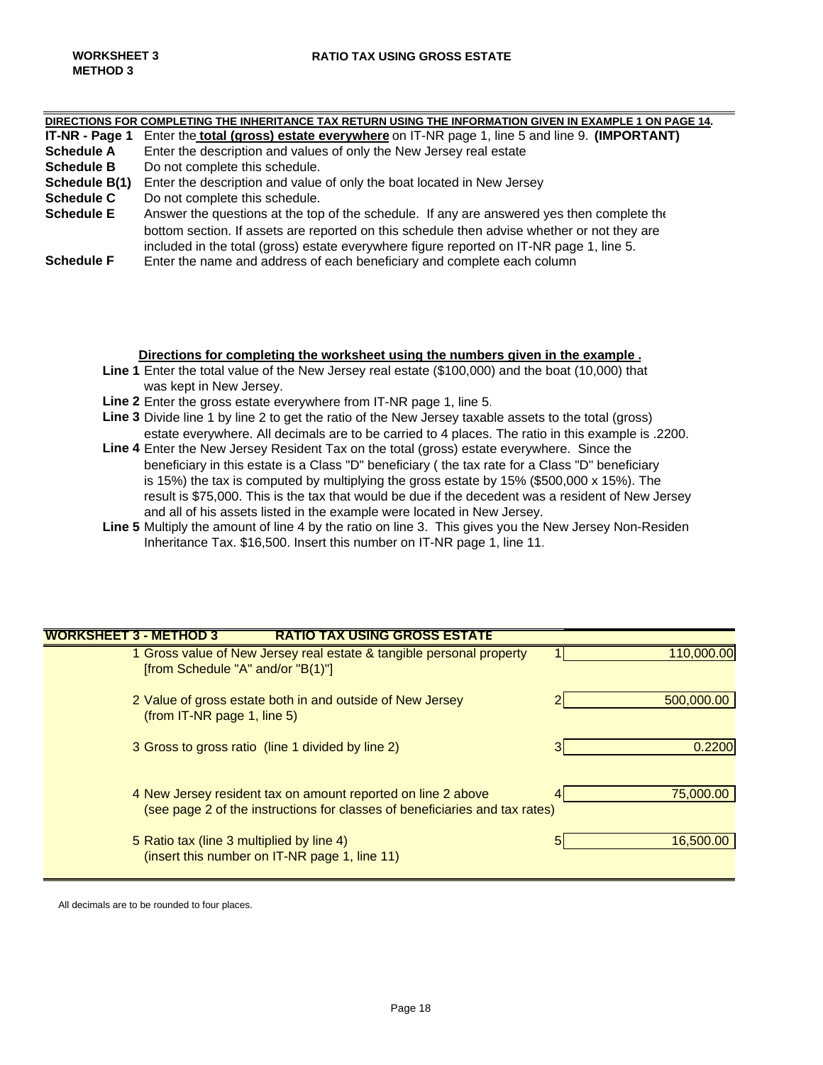**WORKSHEET 3**
**METHOD 3**

## RATIO TAX USING GROSS ESTATE

**DIRECTIONS FOR COMPLETING THE INHERITANCE TAX RETURN USING THE INFORMATION GIVEN IN EXAMPLE 1 ON PAGE 14.**

| | |
|---|---|
| **IT-NR - Page 1** | Enter the **total (gross) estate everywhere** on IT-NR page 1, line 5 and line 9. **(IMPORTANT)** |
| **Schedule A** | Enter the description and values of only the New Jersey real estate |
| **Schedule B** | Do not complete this schedule. |
| **Schedule B(1)** | Enter the description and value of only the boat located in New Jersey |
| **Schedule C** | Do not complete this schedule. |
| **Schedule E** | Answer the questions at the top of the schedule. If any are answered yes then complete the bottom section. If assets are reported on this schedule then advise whether or not they are included in the total (gross) estate everywhere figure reported on IT-NR page 1, line 5. |
| **Schedule F** | Enter the name and address of each beneficiary and complete each column |

**Directions for completing the worksheet using the numbers given in the example .**

**Line 1** Enter the total value of the New Jersey real estate ($100,000) and the boat (10,000) that was kept in New Jersey.

**Line 2** Enter the gross estate everywhere from IT-NR page 1, line 5.

**Line 3** Divide line 1 by line 2 to get the ratio of the New Jersey taxable assets to the total (gross) estate everywhere. All decimals are to be carried to 4 places. The ratio in this example is .2200.

**Line 4** Enter the New Jersey Resident Tax on the total (gross) estate everywhere. Since the beneficiary in this estate is a Class "D" beneficiary ( the tax rate for a Class "D" beneficiary is 15%) the tax is computed by multiplying the gross estate by 15% ($500,000 x 15%). The result is $75,000. This is the tax that would be due if the decedent was a resident of New Jersey and all of his assets listed in the example were located in New Jersey.

**Line 5** Multiply the amount of line 4 by the ratio on line 3. This gives you the New Jersey Non-Resident Inheritance Tax. $16,500. Insert this number on IT-NR page 1, line 11.

**WORKSHEET 3 - METHOD 3 RATIO TAX USING GROSS ESTATE**

| | | |
|---|---|---|
| 1 Gross value of New Jersey real estate & tangible personal property [from Schedule "A" and/or "B(1)"] | 1 | 110,000.00 |
| 2 Value of gross estate both in and outside of New Jersey (from IT-NR page 1, line 5) | 2 | 500,000.00 |
| 3 Gross to gross ratio (line 1 divided by line 2) | 3 | 0.2200 |
| 4 New Jersey resident tax on amount reported on line 2 above (see page 2 of the instructions for classes of beneficiaries and tax rates) | 4 | 75,000.00 |
| 5 Ratio tax (line 3 multiplied by line 4) (insert this number on IT-NR page 1, line 11) | 5 | 16,500.00 |

All decimals are to be rounded to four places.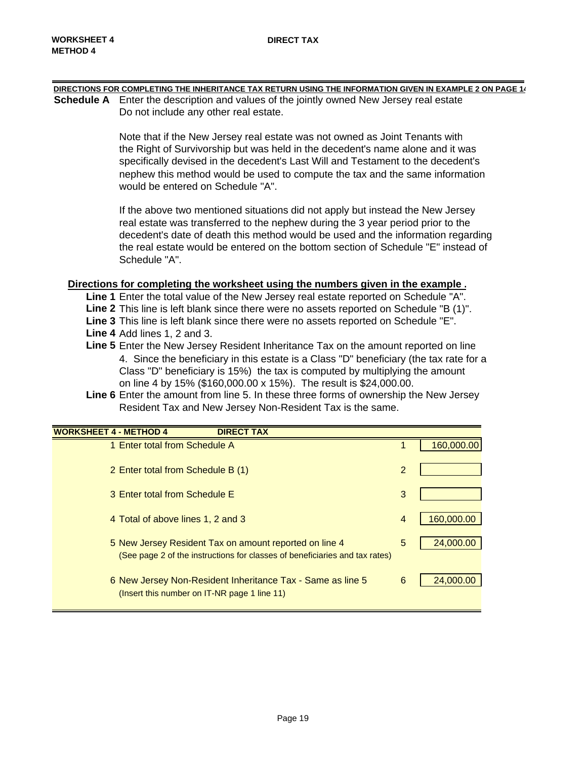**WORKSHEET 4**
**METHOD 4**

**DIRECT TAX**

**DIRECTIONS FOR COMPLETING THE INHERITANCE TAX RETURN USING THE INFORMATION GIVEN IN EXAMPLE 2 ON PAGE 14**

**Schedule A** Enter the description and values of the jointly owned New Jersey real estate Do not include any other real estate.

Note that if the New Jersey real estate was not owned as Joint Tenants with the Right of Survivorship but was held in the decedent's name alone and it was specifically devised in the decedent's Last Will and Testament to the decedent's nephew this method would be used to compute the tax and the same information would be entered on Schedule "A".

If the above two mentioned situations did not apply but instead the New Jersey real estate was transferred to the nephew during the 3 year period prior to the decedent's date of death this method would be used and the information regarding the real estate would be entered on the bottom section of Schedule "E" instead of Schedule "A".

**Directions for completing the worksheet using the numbers given in the example .**

**Line 1** Enter the total value of the New Jersey real estate reported on Schedule "A".
**Line 2** This line is left blank since there were no assets reported on Schedule "B (1)".
**Line 3** This line is left blank since there were no assets reported on Schedule "E".
**Line 4** Add lines 1, 2 and 3.
**Line 5** Enter the New Jersey Resident Inheritance Tax on the amount reported on line 4. Since the beneficiary in this estate is a Class "D" beneficiary (the tax rate for a Class "D" beneficiary is 15%) the tax is computed by multiplying the amount on line 4 by 15% ($160,000.00 x 15%). The result is $24,000.00.
**Line 6** Enter the amount from line 5. In these three forms of ownership the New Jersey Resident Tax and New Jersey Non-Resident Tax is the same.

| WORKSHEET 4 - METHOD 4 — DIRECT TAX | | |
|---|---|---|
| 1 Enter total from Schedule A | 1 | 160,000.00 |
| 2 Enter total from Schedule B (1) | 2 | |
| 3 Enter total from Schedule E | 3 | |
| 4 Total of above lines 1, 2 and 3 | 4 | 160,000.00 |
| 5 New Jersey Resident Tax on amount reported on line 4 (See page 2 of the instructions for classes of beneficiaries and tax rates) | 5 | 24,000.00 |
| 6 New Jersey Non-Resident Inheritance Tax - Same as line 5 (Insert this number on IT-NR page 1 line 11) | 6 | 24,000.00 |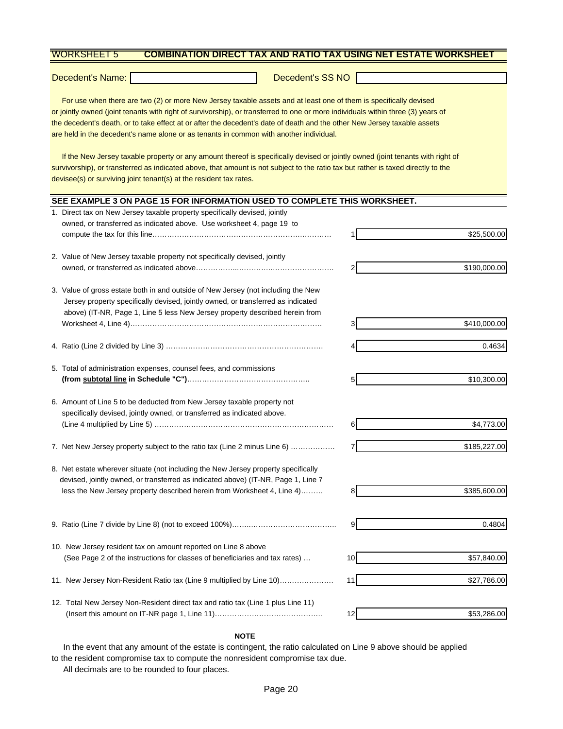## WORKSHEET 5 **COMBINATION DIRECT TAX AND RATIO TAX USING NET ESTATE WORKSHEET**

Decedent's Name: ____________________ Decedent's SS NO ____________________

For use when there are two (2) or more New Jersey taxable assets and at least one of them is specifically devised or jointly owned (joint tenants with right of survivorship), or transferred to one or more individuals within three (3) years of the decedent's death, or to take effect at or after the decedent's date of death and the other New Jersey taxable assets are held in the decedent's name alone or as tenants in common with another individual.

If the New Jersey taxable property or any amount thereof is specifically devised or jointly owned (joint tenants with right of survivorship), or transferred as indicated above, that amount is not subject to the ratio tax but rather is taxed directly to the devisee(s) or surviving joint tenant(s) at the resident tax rates.

**SEE EXAMPLE 3 ON PAGE 15 FOR INFORMATION USED TO COMPLETE THIS WORKSHEET.**

| Description | Line | Amount |
|---|---|---|
| 1. Direct tax on New Jersey taxable property specifically devised, jointly owned, or transferred as indicated above. Use worksheet 4, page 19 to compute the tax for this line…… | 1 | $25,500.00 |
| 2. Value of New Jersey taxable property not specifically devised, jointly owned, or transferred as indicated above…… | 2 | $190,000.00 |
| 3. Value of gross estate both in and outside of New Jersey (not including the New Jersey property specifically devised, jointly owned, or transferred as indicated above) (IT-NR, Page 1, Line 5 less New Jersey property described herein from Worksheet 4, Line 4)…… | 3 | $410,000.00 |
| 4. Ratio (Line 2 divided by Line 3) …… | 4 | 0.4634 |
| 5. Total of administration expenses, counsel fees, and commissions **(from <u>subtotal line</u> in Schedule "C")**…… | 5 | $10,300.00 |
| 6. Amount of Line 5 to be deducted from New Jersey taxable property not specifically devised, jointly owned, or transferred as indicated above. (Line 4 multiplied by Line 5) …… | 6 | $4,773.00 |
| 7. Net New Jersey property subject to the ratio tax (Line 2 minus Line 6) …… | 7 | $185,227.00 |
| 8. Net estate wherever situate (not including the New Jersey property specifically devised, jointly owned, or transferred as indicated above) (IT-NR, Page 1, Line 7 less the New Jersey property described herein from Worksheet 4, Line 4)…… | 8 | $385,600.00 |
| 9. Ratio (Line 7 divide by Line 8) (not to exceed 100%)…… | 9 | 0.4804 |
| 10. New Jersey resident tax on amount reported on Line 8 above (See Page 2 of the instructions for classes of beneficiaries and tax rates) … | 10 | $57,840.00 |
| 11. New Jersey Non-Resident Ratio tax (Line 9 multiplied by Line 10)…… | 11 | $27,786.00 |
| 12. Total New Jersey Non-Resident direct tax and ratio tax (Line 1 plus Line 11) (Insert this amount on IT-NR page 1, Line 11)…… | 12 | $53,286.00 |

**NOTE**

In the event that any amount of the estate is contingent, the ratio calculated on Line 9 above should be applied to the resident compromise tax to compute the nonresident compromise tax due.

All decimals are to be rounded to four places.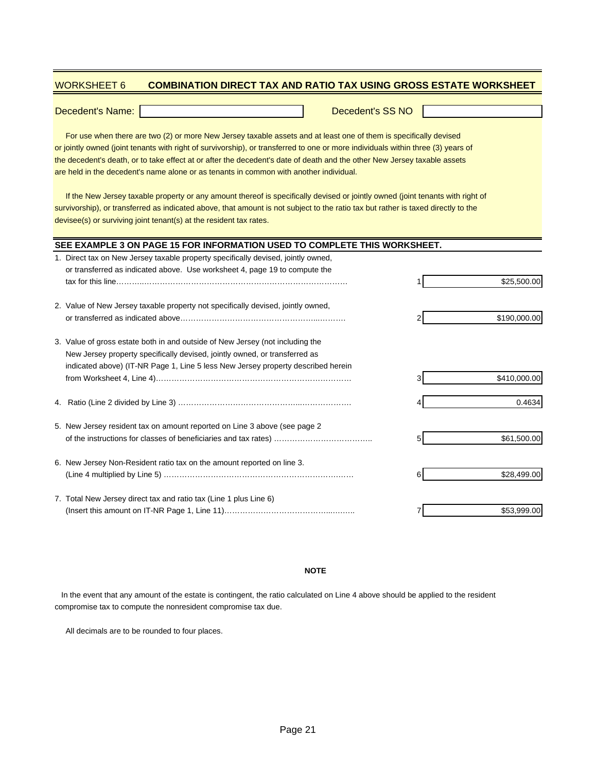## WORKSHEET 6 COMBINATION DIRECT TAX AND RATIO TAX USING GROSS ESTATE WORKSHEET

Decedent's Name: ____________________ Decedent's SS NO ____________________

For use when there are two (2) or more New Jersey taxable assets and at least one of them is specifically devised or jointly owned (joint tenants with right of survivorship), or transferred to one or more individuals within three (3) years of the decedent's death, or to take effect at or after the decedent's date of death and the other New Jersey taxable assets are held in the decedent's name alone or as tenants in common with another individual.

If the New Jersey taxable property or any amount thereof is specifically devised or jointly owned (joint tenants with right of survivorship), or transferred as indicated above, that amount is not subject to the ratio tax but rather is taxed directly to the devisee(s) or surviving joint tenant(s) at the resident tax rates.

**SEE EXAMPLE 3 ON PAGE 15 FOR INFORMATION USED TO COMPLETE THIS WORKSHEET.**

| | | |
|---|---|---|
| 1. Direct tax on New Jersey taxable property specifically devised, jointly owned, or transferred as indicated above. Use worksheet 4, page 19 to compute the tax for this line………… | 1 | $25,500.00 |
| 2. Value of New Jersey taxable property not specifically devised, jointly owned, or transferred as indicated above………… | 2 | $190,000.00 |
| 3. Value of gross estate both in and outside of New Jersey (not including the New Jersey property specifically devised, jointly owned, or transferred as indicated above) (IT-NR Page 1, Line 5 less New Jersey property described herein from Worksheet 4, Line 4)………… | 3 | $410,000.00 |
| 4. Ratio (Line 2 divided by Line 3) ………… | 4 | 0.4634 |
| 5. New Jersey resident tax on amount reported on Line 3 above (see page 2 of the instructions for classes of beneficiaries and tax rates) ………… | 5 | $61,500.00 |
| 6. New Jersey Non-Resident ratio tax on the amount reported on line 3. (Line 4 multiplied by Line 5) ………… | 6 | $28,499.00 |
| 7. Total New Jersey direct tax and ratio tax (Line 1 plus Line 6) (Insert this amount on IT-NR Page 1, Line 11)………… | 7 | $53,999.00 |

**NOTE**

In the event that any amount of the estate is contingent, the ratio calculated on Line 4 above should be applied to the resident compromise tax to compute the nonresident compromise tax due.

All decimals are to be rounded to four places.